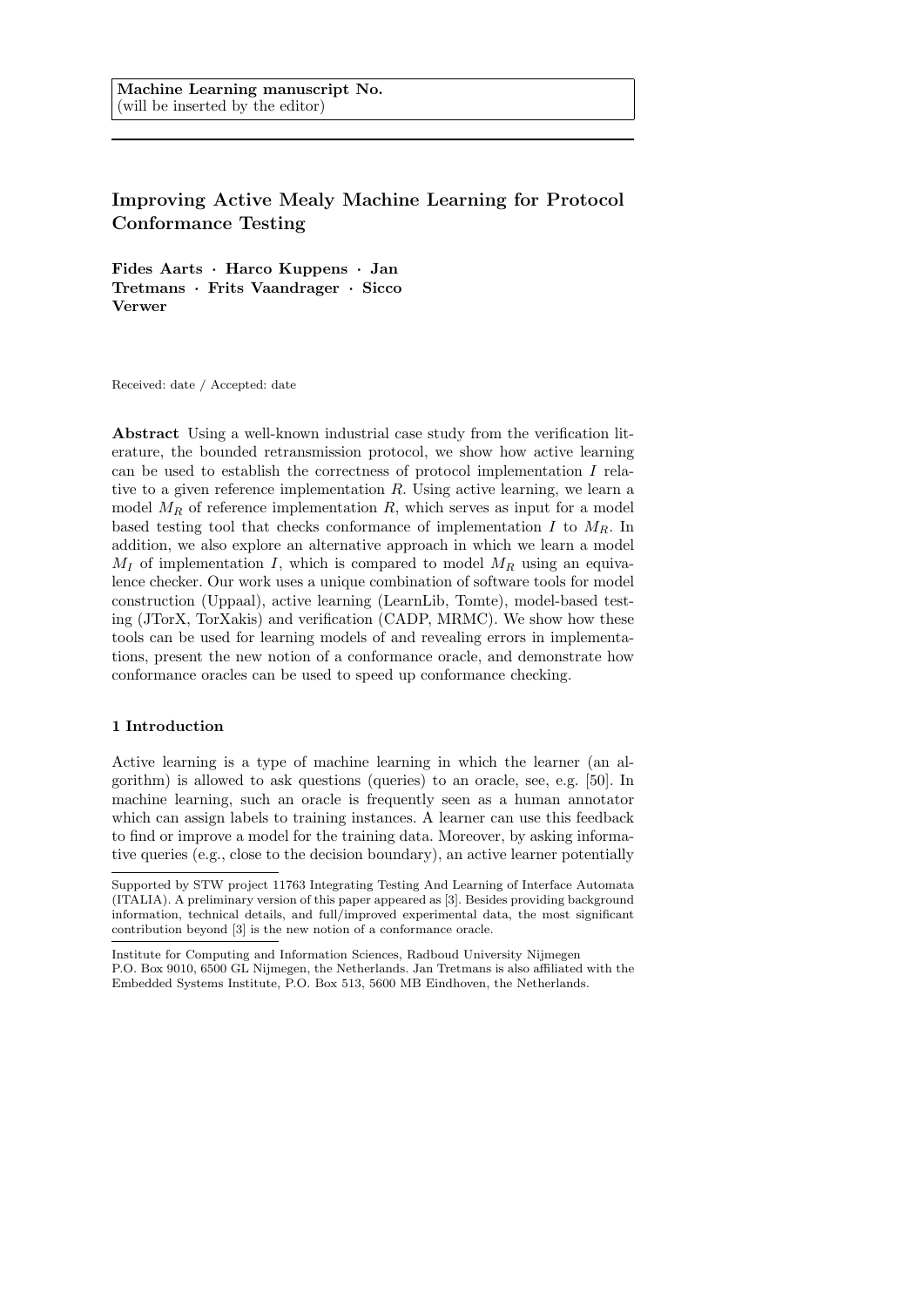**Machine Learning manuscript No.**
(will be inserted by the editor)

# Improving Active Mealy Machine Learning for Protocol Conformance Testing

**Fides Aarts · Harco Kuppens · Jan Tretmans · Frits Vaandrager · Sicco Verwer**

Received: date / Accepted: date

**Abstract** Using a well-known industrial case study from the verification literature, the bounded retransmission protocol, we show how active learning can be used to establish the correctness of protocol implementation $I$ relative to a given reference implementation $R$. Using active learning, we learn a model $M_R$ of reference implementation $R$, which serves as input for a model based testing tool that checks conformance of implementation $I$ to $M_R$. In addition, we also explore an alternative approach in which we learn a model $M_I$ of implementation $I$, which is compared to model $M_R$ using an equivalence checker. Our work uses a unique combination of software tools for model construction (Uppaal), active learning (LearnLib, Tomte), model-based testing (JTorX, TorXakis) and verification (CADP, MRMC). We show how these tools can be used for learning models of and revealing errors in implementations, present the new notion of a conformance oracle, and demonstrate how conformance oracles can be used to speed up conformance checking.

## 1 Introduction

Active learning is a type of machine learning in which the learner (an algorithm) is allowed to ask questions (queries) to an oracle, see, e.g. [50]. In machine learning, such an oracle is frequently seen as a human annotator which can assign labels to training instances. A learner can use this feedback to find or improve a model for the training data. Moreover, by asking informative queries (e.g., close to the decision boundary), an active learner potentially

---

Supported by STW project 11763 Integrating Testing And Learning of Interface Automata (ITALIA). A preliminary version of this paper appeared as [3]. Besides providing background information, technical details, and full/improved experimental data, the most significant contribution beyond [3] is the new notion of a conformance oracle.

Institute for Computing and Information Sciences, Radboud University Nijmegen
P.O. Box 9010, 6500 GL Nijmegen, the Netherlands. Jan Tretmans is also affiliated with the Embedded Systems Institute, P.O. Box 513, 5600 MB Eindhoven, the Netherlands.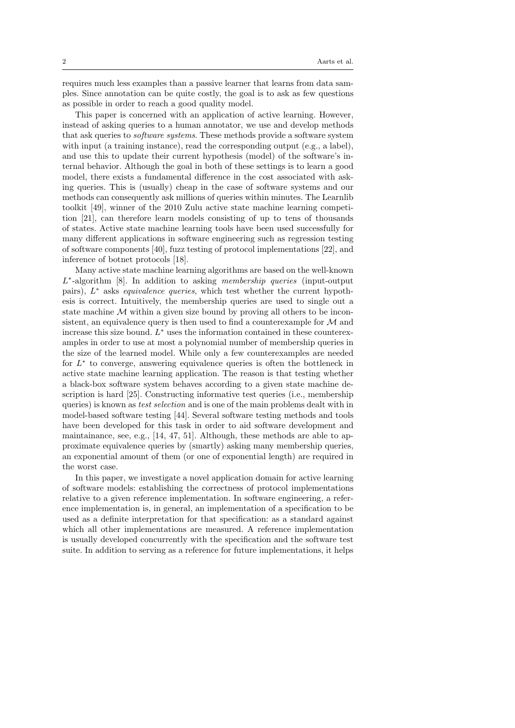requires much less examples than a passive learner that learns from data samples. Since annotation can be quite costly, the goal is to ask as few questions as possible in order to reach a good quality model.

This paper is concerned with an application of active learning. However, instead of asking queries to a human annotator, we use and develop methods that ask queries to *software systems*. These methods provide a software system with input (a training instance), read the corresponding output (e.g., a label), and use this to update their current hypothesis (model) of the software's internal behavior. Although the goal in both of these settings is to learn a good model, there exists a fundamental difference in the cost associated with asking queries. This is (usually) cheap in the case of software systems and our methods can consequently ask millions of queries within minutes. The Learnlib toolkit [49], winner of the 2010 Zulu active state machine learning competition [21], can therefore learn models consisting of up to tens of thousands of states. Active state machine learning tools have been used successfully for many different applications in software engineering such as regression testing of software components [40], fuzz testing of protocol implementations [22], and inference of botnet protocols [18].

Many active state machine learning algorithms are based on the well-known $L^*$-algorithm [8]. In addition to asking *membership queries* (input-output pairs), $L^*$ asks *equivalence queries*, which test whether the current hypothesis is correct. Intuitively, the membership queries are used to single out a state machine $\mathcal{M}$ within a given size bound by proving all others to be inconsistent, an equivalence query is then used to find a counterexample for $\mathcal{M}$ and increase this size bound. $L^*$ uses the information contained in these counterexamples in order to use at most a polynomial number of membership queries in the size of the learned model. While only a few counterexamples are needed for $L^*$ to converge, answering equivalence queries is often the bottleneck in active state machine learning application. The reason is that testing whether a black-box software system behaves according to a given state machine description is hard [25]. Constructing informative test queries (i.e., membership queries) is known as *test selection* and is one of the main problems dealt with in model-based software testing [44]. Several software testing methods and tools have been developed for this task in order to aid software development and maintainance, see, e.g., [14, 47, 51]. Although, these methods are able to approximate equivalence queries by (smartly) asking many membership queries, an exponential amount of them (or one of exponential length) are required in the worst case.

In this paper, we investigate a novel application domain for active learning of software models: establishing the correctness of protocol implementations relative to a given reference implementation. In software engineering, a reference implementation is, in general, an implementation of a specification to be used as a definite interpretation for that specification: as a standard against which all other implementations are measured. A reference implementation is usually developed concurrently with the specification and the software test suite. In addition to serving as a reference for future implementations, it helps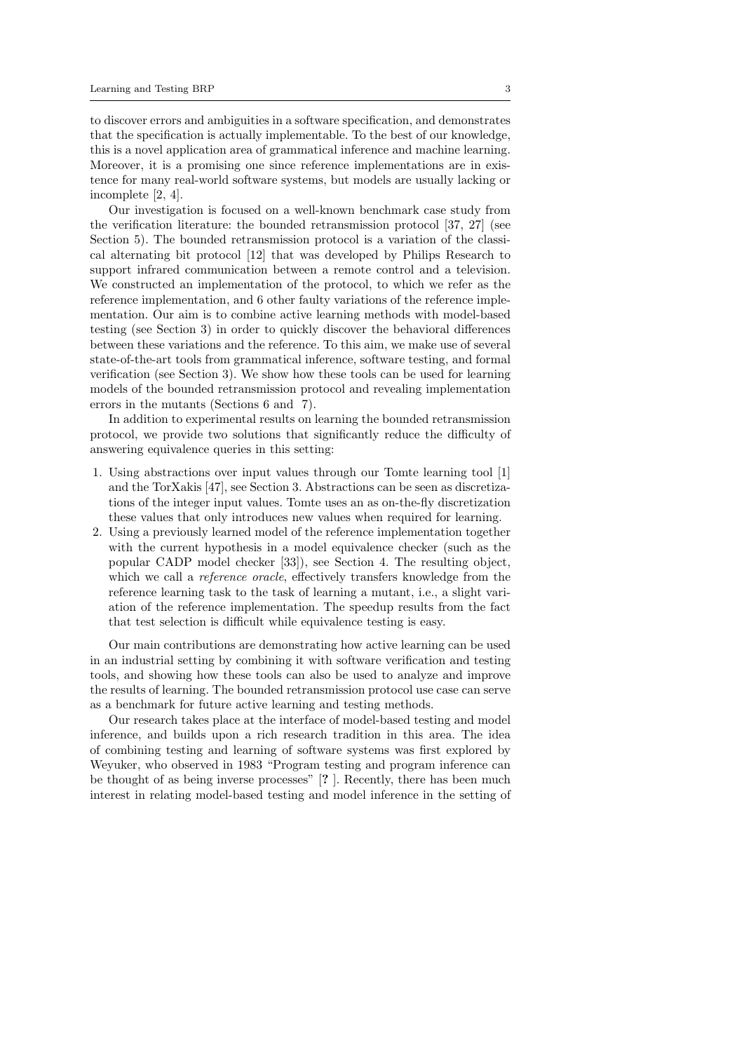to discover errors and ambiguities in a software specification, and demonstrates that the specification is actually implementable. To the best of our knowledge, this is a novel application area of grammatical inference and machine learning. Moreover, it is a promising one since reference implementations are in existence for many real-world software systems, but models are usually lacking or incomplete [2, 4].

Our investigation is focused on a well-known benchmark case study from the verification literature: the bounded retransmission protocol [37, 27] (see Section 5). The bounded retransmission protocol is a variation of the classical alternating bit protocol [12] that was developed by Philips Research to support infrared communication between a remote control and a television. We constructed an implementation of the protocol, to which we refer as the reference implementation, and 6 other faulty variations of the reference implementation. Our aim is to combine active learning methods with model-based testing (see Section 3) in order to quickly discover the behavioral differences between these variations and the reference. To this aim, we make use of several state-of-the-art tools from grammatical inference, software testing, and formal verification (see Section 3). We show how these tools can be used for learning models of the bounded retransmission protocol and revealing implementation errors in the mutants (Sections 6 and 7).

In addition to experimental results on learning the bounded retransmission protocol, we provide two solutions that significantly reduce the difficulty of answering equivalence queries in this setting:

1. Using abstractions over input values through our Tomte learning tool [1] and the TorXakis [47], see Section 3. Abstractions can be seen as discretizations of the integer input values. Tomte uses an as on-the-fly discretization these values that only introduces new values when required for learning.
2. Using a previously learned model of the reference implementation together with the current hypothesis in a model equivalence checker (such as the popular CADP model checker [33]), see Section 4. The resulting object, which we call a *reference oracle*, effectively transfers knowledge from the reference learning task to the task of learning a mutant, i.e., a slight variation of the reference implementation. The speedup results from the fact that test selection is difficult while equivalence testing is easy.

Our main contributions are demonstrating how active learning can be used in an industrial setting by combining it with software verification and testing tools, and showing how these tools can also be used to analyze and improve the results of learning. The bounded retransmission protocol use case can serve as a benchmark for future active learning and testing methods.

Our research takes place at the interface of model-based testing and model inference, and builds upon a rich research tradition in this area. The idea of combining testing and learning of software systems was first explored by Weyuker, who observed in 1983 "Program testing and program inference can be thought of as being inverse processes" [**?** ]. Recently, there has been much interest in relating model-based testing and model inference in the setting of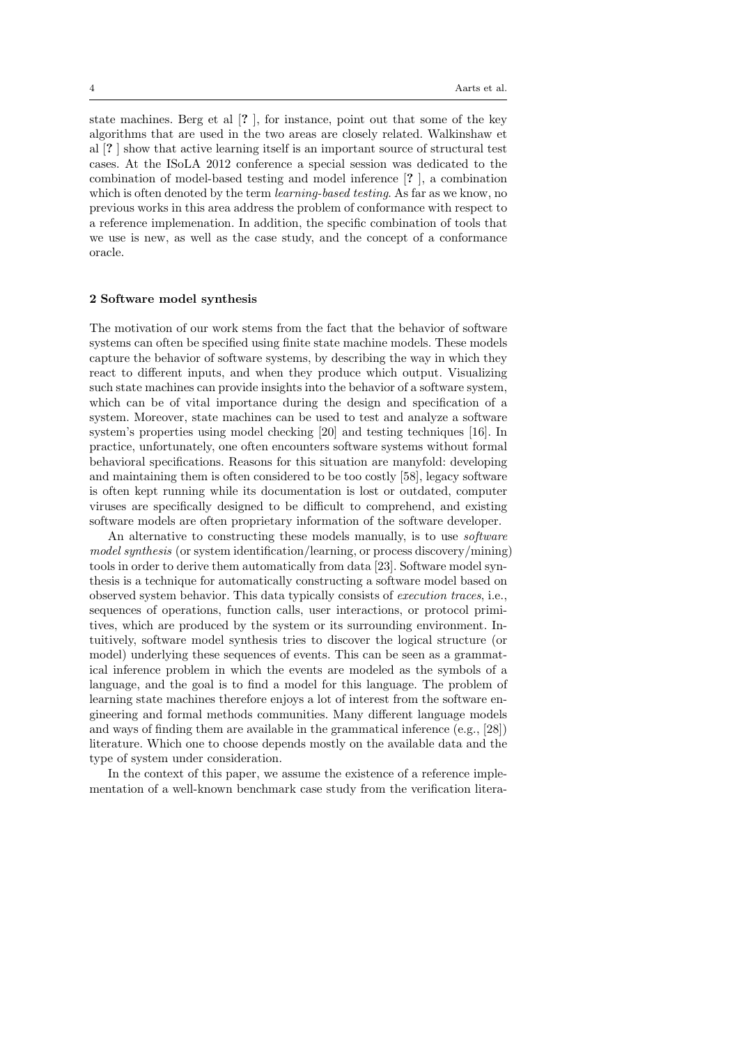state machines. Berg et al [**?** ], for instance, point out that some of the key algorithms that are used in the two areas are closely related. Walkinshaw et al [**?** ] show that active learning itself is an important source of structural test cases. At the ISoLA 2012 conference a special session was dedicated to the combination of model-based testing and model inference [**?** ], a combination which is often denoted by the term *learning-based testing*. As far as we know, no previous works in this area address the problem of conformance with respect to a reference implemenation. In addition, the specific combination of tools that we use is new, as well as the case study, and the concept of a conformance oracle.

## 2 Software model synthesis

The motivation of our work stems from the fact that the behavior of software systems can often be specified using finite state machine models. These models capture the behavior of software systems, by describing the way in which they react to different inputs, and when they produce which output. Visualizing such state machines can provide insights into the behavior of a software system, which can be of vital importance during the design and specification of a system. Moreover, state machines can be used to test and analyze a software system's properties using model checking [20] and testing techniques [16]. In practice, unfortunately, one often encounters software systems without formal behavioral specifications. Reasons for this situation are manyfold: developing and maintaining them is often considered to be too costly [58], legacy software is often kept running while its documentation is lost or outdated, computer viruses are specifically designed to be difficult to comprehend, and existing software models are often proprietary information of the software developer.

An alternative to constructing these models manually, is to use *software model synthesis* (or system identification/learning, or process discovery/mining) tools in order to derive them automatically from data [23]. Software model synthesis is a technique for automatically constructing a software model based on observed system behavior. This data typically consists of *execution traces*, i.e., sequences of operations, function calls, user interactions, or protocol primitives, which are produced by the system or its surrounding environment. Intuitively, software model synthesis tries to discover the logical structure (or model) underlying these sequences of events. This can be seen as a grammatical inference problem in which the events are modeled as the symbols of a language, and the goal is to find a model for this language. The problem of learning state machines therefore enjoys a lot of interest from the software engineering and formal methods communities. Many different language models and ways of finding them are available in the grammatical inference (e.g., [28]) literature. Which one to choose depends mostly on the available data and the type of system under consideration.

In the context of this paper, we assume the existence of a reference implementation of a well-known benchmark case study from the verification litera-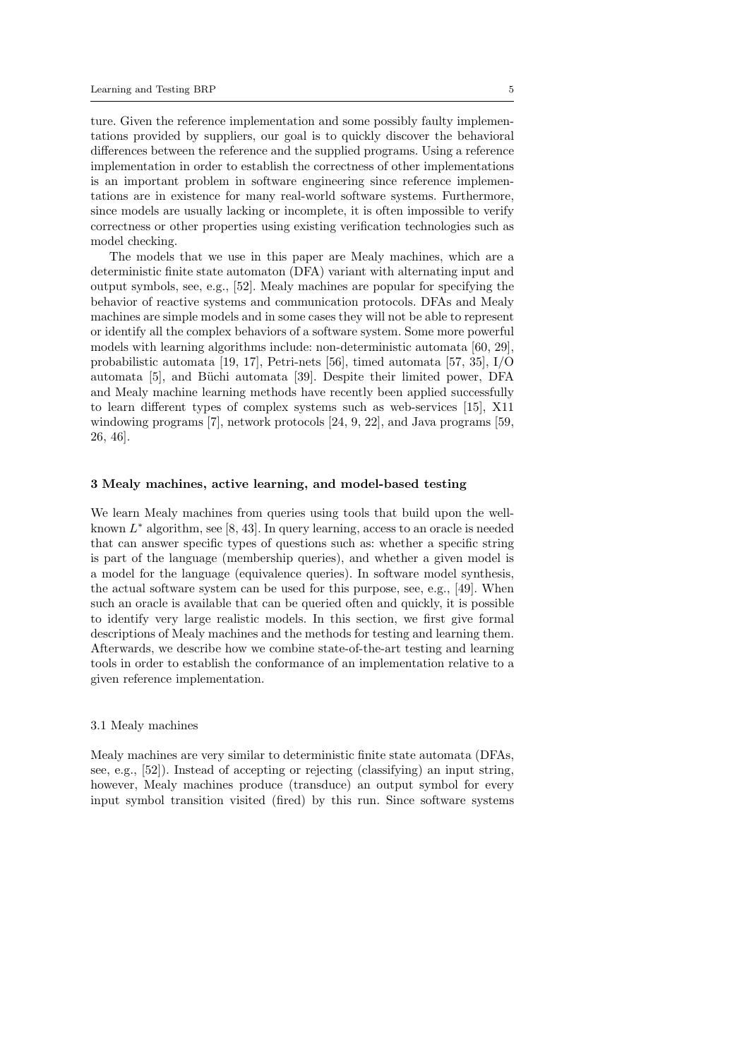ture. Given the reference implementation and some possibly faulty implementations provided by suppliers, our goal is to quickly discover the behavioral differences between the reference and the supplied programs. Using a reference implementation in order to establish the correctness of other implementations is an important problem in software engineering since reference implementations are in existence for many real-world software systems. Furthermore, since models are usually lacking or incomplete, it is often impossible to verify correctness or other properties using existing verification technologies such as model checking.

The models that we use in this paper are Mealy machines, which are a deterministic finite state automaton (DFA) variant with alternating input and output symbols, see, e.g., [52]. Mealy machines are popular for specifying the behavior of reactive systems and communication protocols. DFAs and Mealy machines are simple models and in some cases they will not be able to represent or identify all the complex behaviors of a software system. Some more powerful models with learning algorithms include: non-deterministic automata [60, 29], probabilistic automata [19, 17], Petri-nets [56], timed automata [57, 35], I/O automata [5], and Büchi automata [39]. Despite their limited power, DFA and Mealy machine learning methods have recently been applied successfully to learn different types of complex systems such as web-services [15], X11 windowing programs [7], network protocols [24, 9, 22], and Java programs [59, 26, 46].

## 3 Mealy machines, active learning, and model-based testing

We learn Mealy machines from queries using tools that build upon the well-known $L^*$ algorithm, see [8, 43]. In query learning, access to an oracle is needed that can answer specific types of questions such as: whether a specific string is part of the language (membership queries), and whether a given model is a model for the language (equivalence queries). In software model synthesis, the actual software system can be used for this purpose, see, e.g., [49]. When such an oracle is available that can be queried often and quickly, it is possible to identify very large realistic models. In this section, we first give formal descriptions of Mealy machines and the methods for testing and learning them. Afterwards, we describe how we combine state-of-the-art testing and learning tools in order to establish the conformance of an implementation relative to a given reference implementation.

### 3.1 Mealy machines

Mealy machines are very similar to deterministic finite state automata (DFAs, see, e.g., [52]). Instead of accepting or rejecting (classifying) an input string, however, Mealy machines produce (transduce) an output symbol for every input symbol transition visited (fired) by this run. Since software systems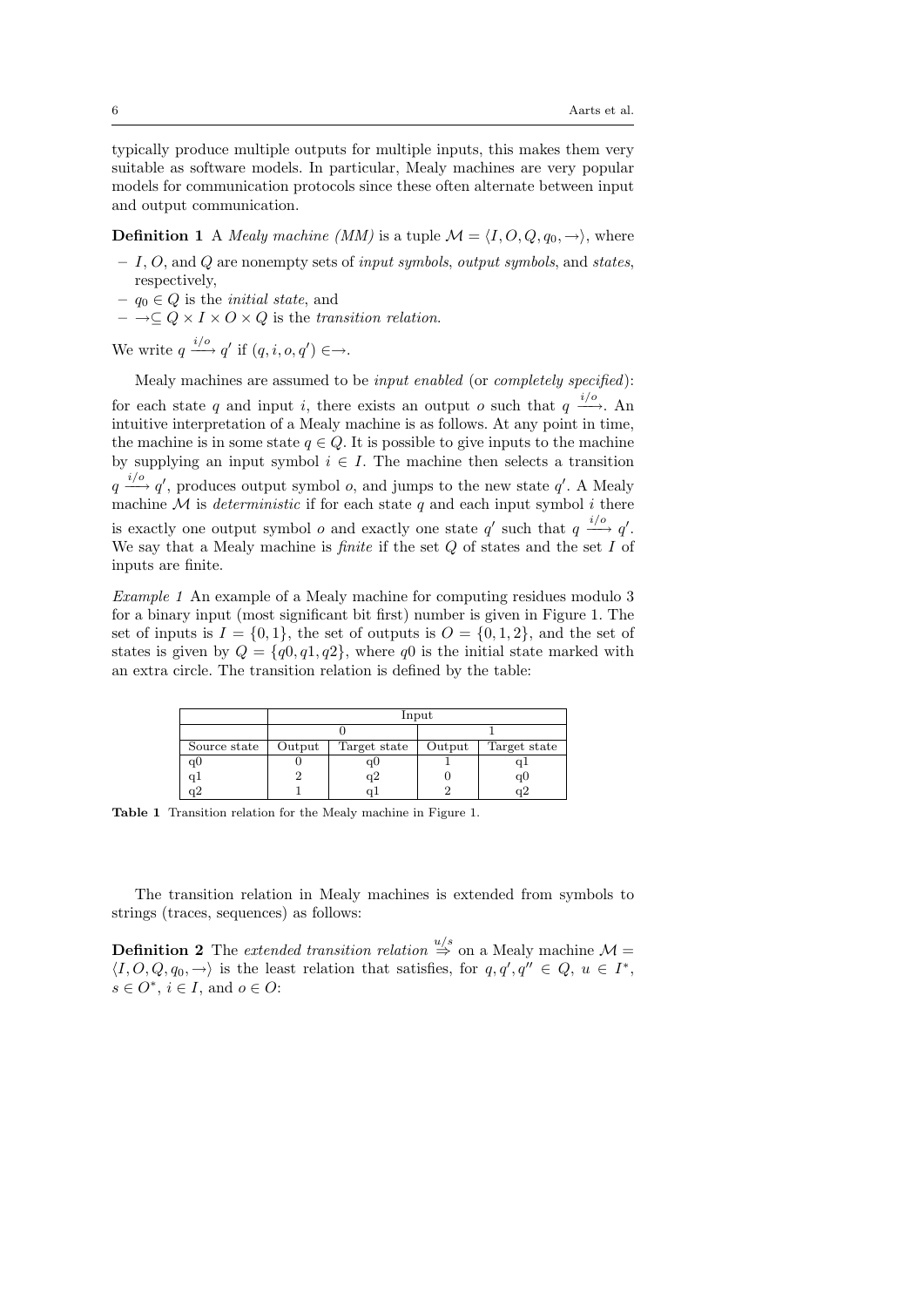typically produce multiple outputs for multiple inputs, this makes them very suitable as software models. In particular, Mealy machines are very popular models for communication protocols since these often alternate between input and output communication.

**Definition 1** A *Mealy machine (MM)* is a tuple $\mathcal{M} = \langle I, O, Q, q_0, \rightarrow \rangle$, where

- $I$, $O$, and $Q$ are nonempty sets of *input symbols*, *output symbols*, and *states*, respectively,
- $q_0 \in Q$ is the *initial state*, and
- $\rightarrow \subseteq Q \times I \times O \times Q$ is the *transition relation*.

We write $q \xrightarrow{i/o} q'$ if $(q, i, o, q') \in \rightarrow$.

Mealy machines are assumed to be *input enabled* (or *completely specified*): for each state $q$ and input $i$, there exists an output $o$ such that $q \xrightarrow{i/o}$. An intuitive interpretation of a Mealy machine is as follows. At any point in time, the machine is in some state $q \in Q$. It is possible to give inputs to the machine by supplying an input symbol $i \in I$. The machine then selects a transition $q \xrightarrow{i/o} q'$, produces output symbol $o$, and jumps to the new state $q'$. A Mealy machine $\mathcal{M}$ is *deterministic* if for each state $q$ and each input symbol $i$ there is exactly one output symbol $o$ and exactly one state $q'$ such that $q \xrightarrow{i/o} q'$. We say that a Mealy machine is *finite* if the set $Q$ of states and the set $I$ of inputs are finite.

*Example 1* An example of a Mealy machine for computing residues modulo 3 for a binary input (most significant bit first) number is given in Figure 1. The set of inputs is $I = \{0, 1\}$, the set of outputs is $O = \{0, 1, 2\}$, and the set of states is given by $Q = \{q0, q1, q2\}$, where $q0$ is the initial state marked with an extra circle. The transition relation is defined by the table:

| | Input | | | |
|---|---|---|---|---|
| | 0 | | 1 | |
| Source state | Output | Target state | Output | Target state |
| q0 | 0 | q0 | 1 | q1 |
| q1 | 2 | q2 | 0 | q0 |
| q2 | 1 | q1 | 2 | q2 |

**Table 1** Transition relation for the Mealy machine in Figure 1.

The transition relation in Mealy machines is extended from symbols to strings (traces, sequences) as follows:

**Definition 2** The *extended transition relation* $\stackrel{u/s}{\Rightarrow}$ on a Mealy machine $\mathcal{M} = \langle I, O, Q, q_0, \rightarrow \rangle$ is the least relation that satisfies, for $q, q', q'' \in Q$, $u \in I^*$, $s \in O^*$, $i \in I$, and $o \in O$: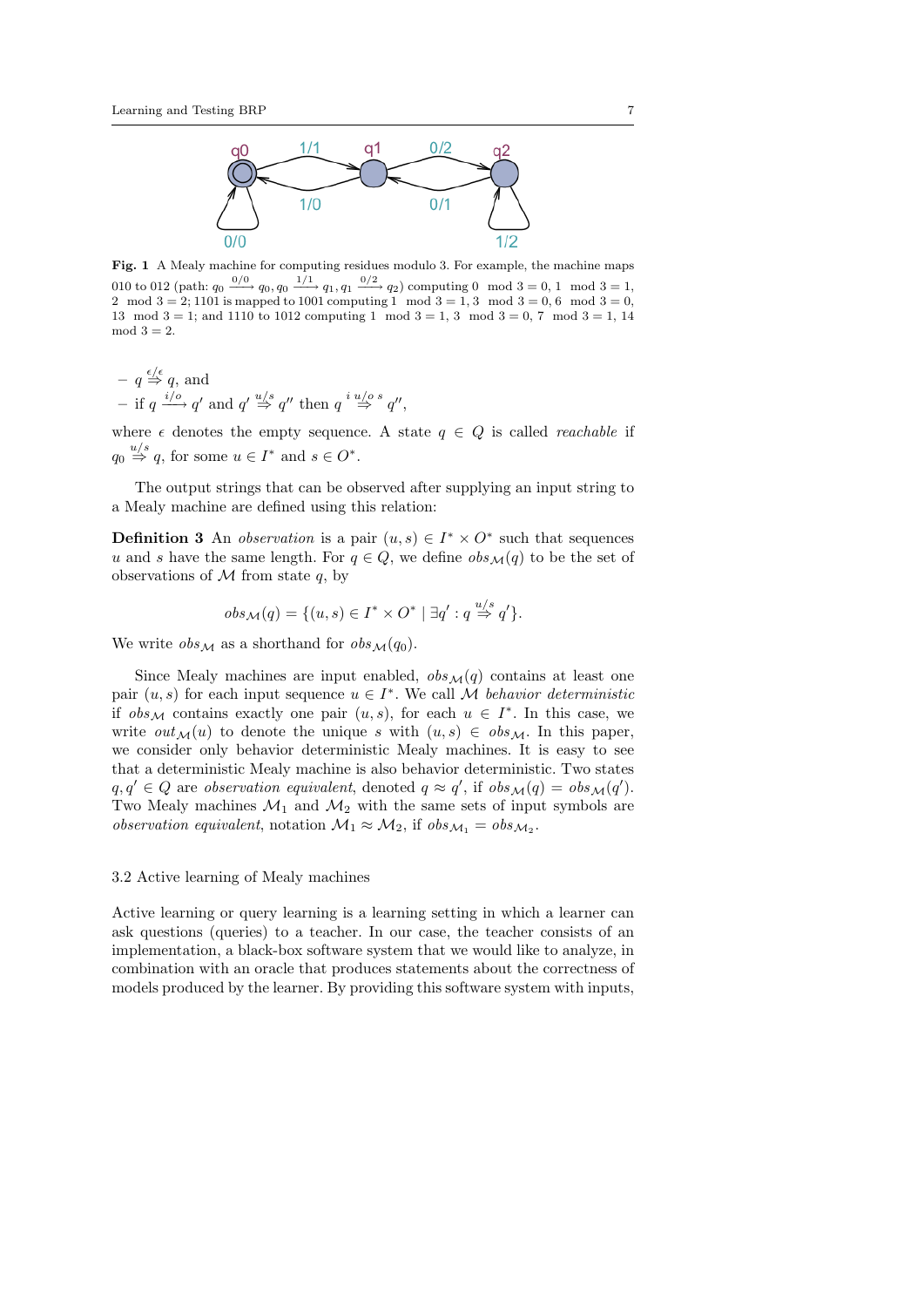**Fig. 1** A Mealy machine for computing residues modulo 3. For example, the machine maps 010 to 012 (path: $q_0 \xrightarrow{0/0} q_0, q_0 \xrightarrow{1/1} q_1, q_1 \xrightarrow{0/2} q_2$) computing $0 \mod 3 = 0$, $1 \mod 3 = 1$, $2 \mod 3 = 2$; 1101 is mapped to 1001 computing $1 \mod 3 = 1$, $3 \mod 3 = 0$, $6 \mod 3 = 0$, $13 \mod 3 = 1$; and 1110 to 1012 computing $1 \mod 3 = 1$, $3 \mod 3 = 0$, $7 \mod 3 = 1$, $14 \mod 3 = 2$.

– $q \overset{\epsilon/\epsilon}{\Rightarrow} q$, and
– if $q \xrightarrow{i/o} q'$ and $q' \overset{u/s}{\Rightarrow} q''$ then $q \overset{i\ u/o\ s}{\Rightarrow} q''$,

where $\epsilon$ denotes the empty sequence. A state $q \in Q$ is called *reachable* if $q_0 \overset{u/s}{\Rightarrow} q$, for some $u \in I^*$ and $s \in O^*$.

The output strings that can be observed after supplying an input string to a Mealy machine are defined using this relation:

**Definition 3** An *observation* is a pair $(u, s) \in I^* \times O^*$ such that sequences $u$ and $s$ have the same length. For $q \in Q$, we define $obs_{\mathcal{M}}(q)$ to be the set of observations of $\mathcal{M}$ from state $q$, by

$$obs_{\mathcal{M}}(q) = \{(u, s) \in I^* \times O^* \mid \exists q' : q \overset{u/s}{\Rightarrow} q'\}.$$

We write $obs_{\mathcal{M}}$ as a shorthand for $obs_{\mathcal{M}}(q_0)$.

Since Mealy machines are input enabled, $obs_{\mathcal{M}}(q)$ contains at least one pair $(u, s)$ for each input sequence $u \in I^*$. We call $\mathcal{M}$ *behavior deterministic* if $obs_{\mathcal{M}}$ contains exactly one pair $(u, s)$, for each $u \in I^*$. In this case, we write $out_{\mathcal{M}}(u)$ to denote the unique $s$ with $(u, s) \in obs_{\mathcal{M}}$. In this paper, we consider only behavior deterministic Mealy machines. It is easy to see that a deterministic Mealy machine is also behavior deterministic. Two states $q, q' \in Q$ are *observation equivalent*, denoted $q \approx q'$, if $obs_{\mathcal{M}}(q) = obs_{\mathcal{M}}(q')$. Two Mealy machines $\mathcal{M}_1$ and $\mathcal{M}_2$ with the same sets of input symbols are *observation equivalent*, notation $\mathcal{M}_1 \approx \mathcal{M}_2$, if $obs_{\mathcal{M}_1} = obs_{\mathcal{M}_2}$.

### 3.2 Active learning of Mealy machines

Active learning or query learning is a learning setting in which a learner can ask questions (queries) to a teacher. In our case, the teacher consists of an implementation, a black-box software system that we would like to analyze, in combination with an oracle that produces statements about the correctness of models produced by the learner. By providing this software system with inputs,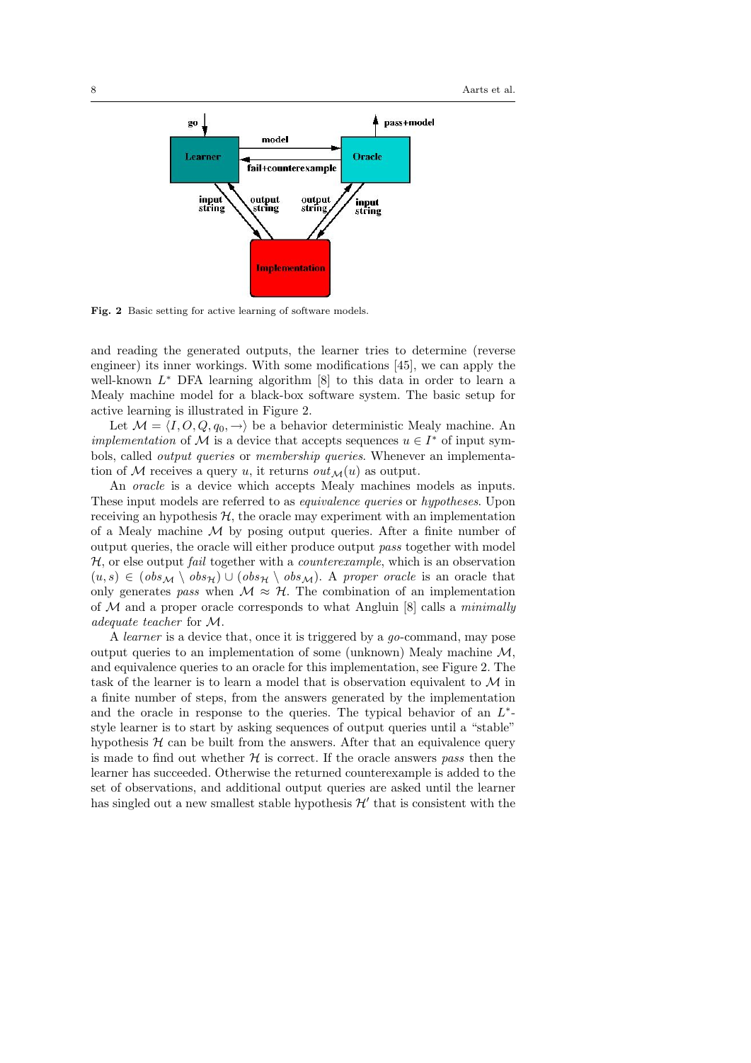**Fig. 2** Basic setting for active learning of software models.

and reading the generated outputs, the learner tries to determine (reverse engineer) its inner workings. With some modifications [45], we can apply the well-known $L^*$ DFA learning algorithm [8] to this data in order to learn a Mealy machine model for a black-box software system. The basic setup for active learning is illustrated in Figure 2.

Let $\mathcal{M} = \langle I, O, Q, q_0, \rightarrow \rangle$ be a behavior deterministic Mealy machine. An *implementation* of $\mathcal{M}$ is a device that accepts sequences $u \in I^*$ of input symbols, called *output queries* or *membership queries*. Whenever an implementation of $\mathcal{M}$ receives a query $u$, it returns $out_{\mathcal{M}}(u)$ as output.

An *oracle* is a device which accepts Mealy machines models as inputs. These input models are referred to as *equivalence queries* or *hypotheses*. Upon receiving an hypothesis $\mathcal{H}$, the oracle may experiment with an implementation of a Mealy machine $\mathcal{M}$ by posing output queries. After a finite number of output queries, the oracle will either produce output *pass* together with model $\mathcal{H}$, or else output *fail* together with a *counterexample*, which is an observation $(u, s) \in (obs_{\mathcal{M}} \setminus obs_{\mathcal{H}}) \cup (obs_{\mathcal{H}} \setminus obs_{\mathcal{M}})$. A *proper oracle* is an oracle that only generates *pass* when $\mathcal{M} \approx \mathcal{H}$. The combination of an implementation of $\mathcal{M}$ and a proper oracle corresponds to what Angluin [8] calls a *minimally adequate teacher* for $\mathcal{M}$.

A *learner* is a device that, once it is triggered by a *go*-command, may pose output queries to an implementation of some (unknown) Mealy machine $\mathcal{M}$, and equivalence queries to an oracle for this implementation, see Figure 2. The task of the learner is to learn a model that is observation equivalent to $\mathcal{M}$ in a finite number of steps, from the answers generated by the implementation and the oracle in response to the queries. The typical behavior of an $L^*$-style learner is to start by asking sequences of output queries until a "stable" hypothesis $\mathcal{H}$ can be built from the answers. After that an equivalence query is made to find out whether $\mathcal{H}$ is correct. If the oracle answers *pass* then the learner has succeeded. Otherwise the returned counterexample is added to the set of observations, and additional output queries are asked until the learner has singled out a new smallest stable hypothesis $\mathcal{H}'$ that is consistent with the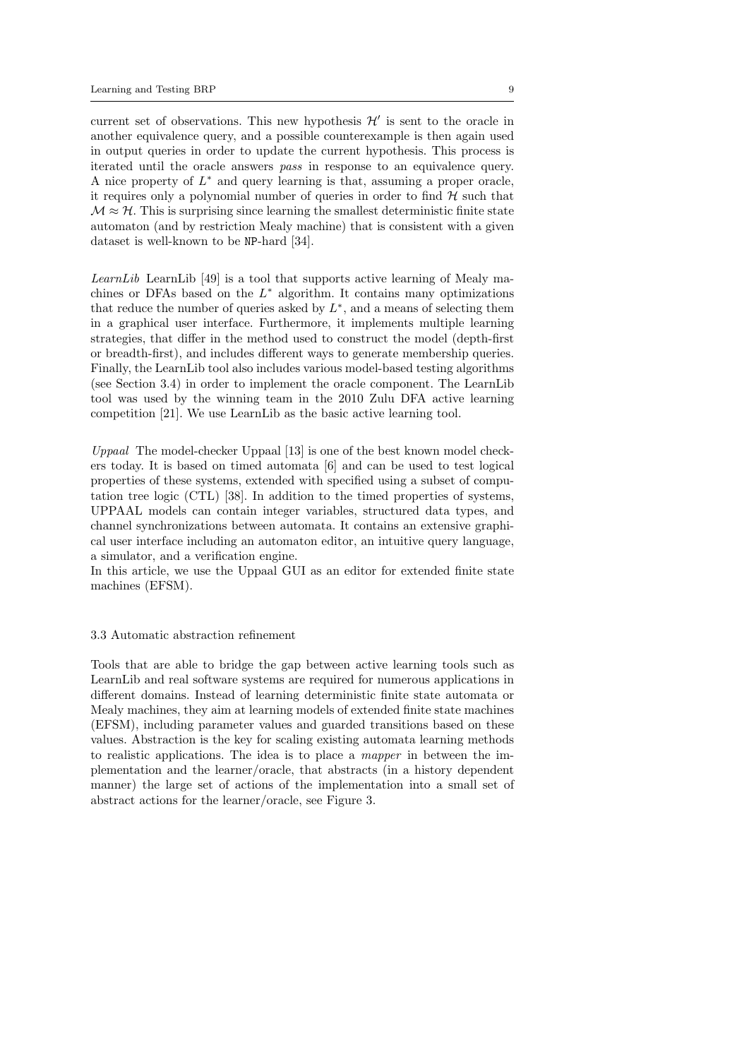current set of observations. This new hypothesis $\mathcal{H}'$ is sent to the oracle in another equivalence query, and a possible counterexample is then again used in output queries in order to update the current hypothesis. This process is iterated until the oracle answers *pass* in response to an equivalence query. A nice property of $L^*$ and query learning is that, assuming a proper oracle, it requires only a polynomial number of queries in order to find $\mathcal{H}$ such that $\mathcal{M} \approx \mathcal{H}$. This is surprising since learning the smallest deterministic finite state automaton (and by restriction Mealy machine) that is consistent with a given dataset is well-known to be NP-hard [34].

*LearnLib* LearnLib [49] is a tool that supports active learning of Mealy machines or DFAs based on the $L^*$ algorithm. It contains many optimizations that reduce the number of queries asked by $L^*$, and a means of selecting them in a graphical user interface. Furthermore, it implements multiple learning strategies, that differ in the method used to construct the model (depth-first or breadth-first), and includes different ways to generate membership queries. Finally, the LearnLib tool also includes various model-based testing algorithms (see Section 3.4) in order to implement the oracle component. The LearnLib tool was used by the winning team in the 2010 Zulu DFA active learning competition [21]. We use LearnLib as the basic active learning tool.

*Uppaal* The model-checker Uppaal [13] is one of the best known model checkers today. It is based on timed automata [6] and can be used to test logical properties of these systems, extended with specified using a subset of computation tree logic (CTL) [38]. In addition to the timed properties of systems, UPPAAL models can contain integer variables, structured data types, and channel synchronizations between automata. It contains an extensive graphical user interface including an automaton editor, an intuitive query language, a simulator, and a verification engine.
In this article, we use the Uppaal GUI as an editor for extended finite state machines (EFSM).

### 3.3 Automatic abstraction refinement

Tools that are able to bridge the gap between active learning tools such as LearnLib and real software systems are required for numerous applications in different domains. Instead of learning deterministic finite state automata or Mealy machines, they aim at learning models of extended finite state machines (EFSM), including parameter values and guarded transitions based on these values. Abstraction is the key for scaling existing automata learning methods to realistic applications. The idea is to place a *mapper* in between the implementation and the learner/oracle, that abstracts (in a history dependent manner) the large set of actions of the implementation into a small set of abstract actions for the learner/oracle, see Figure 3.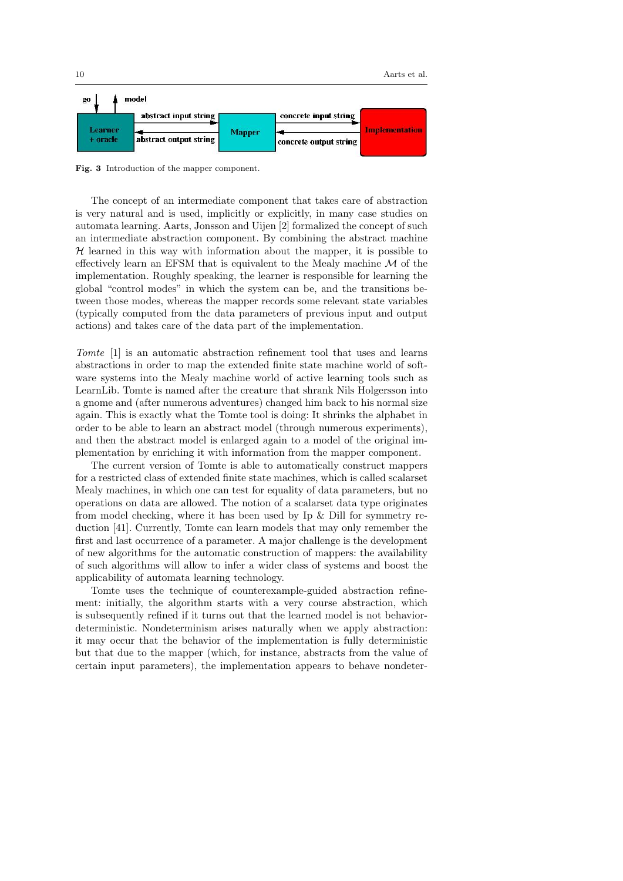go ↓ ↑ model

| Learner + oracle | abstract input string → / ← abstract output string | Mapper | concrete input string → / ← concrete output string | Implementation |
|---|---|---|---|---|

**Fig. 3** Introduction of the mapper component.

The concept of an intermediate component that takes care of abstraction is very natural and is used, implicitly or explicitly, in many case studies on automata learning. Aarts, Jonsson and Uijen [2] formalized the concept of such an intermediate abstraction component. By combining the abstract machine $\mathcal{H}$ learned in this way with information about the mapper, it is possible to effectively learn an EFSM that is equivalent to the Mealy machine $\mathcal{M}$ of the implementation. Roughly speaking, the learner is responsible for learning the global "control modes" in which the system can be, and the transitions between those modes, whereas the mapper records some relevant state variables (typically computed from the data parameters of previous input and output actions) and takes care of the data part of the implementation.

*Tomte* [1] is an automatic abstraction refinement tool that uses and learns abstractions in order to map the extended finite state machine world of software systems into the Mealy machine world of active learning tools such as LearnLib. Tomte is named after the creature that shrank Nils Holgersson into a gnome and (after numerous adventures) changed him back to his normal size again. This is exactly what the Tomte tool is doing: It shrinks the alphabet in order to be able to learn an abstract model (through numerous experiments), and then the abstract model is enlarged again to a model of the original implementation by enriching it with information from the mapper component.

The current version of Tomte is able to automatically construct mappers for a restricted class of extended finite state machines, which is called scalarset Mealy machines, in which one can test for equality of data parameters, but no operations on data are allowed. The notion of a scalarset data type originates from model checking, where it has been used by Ip & Dill for symmetry reduction [41]. Currently, Tomte can learn models that may only remember the first and last occurrence of a parameter. A major challenge is the development of new algorithms for the automatic construction of mappers: the availability of such algorithms will allow to infer a wider class of systems and boost the applicability of automata learning technology.

Tomte uses the technique of counterexample-guided abstraction refinement: initially, the algorithm starts with a very course abstraction, which is subsequently refined if it turns out that the learned model is not behavior-deterministic. Nondeterminism arises naturally when we apply abstraction: it may occur that the behavior of the implementation is fully deterministic but that due to the mapper (which, for instance, abstracts from the value of certain input parameters), the implementation appears to behave nondeter-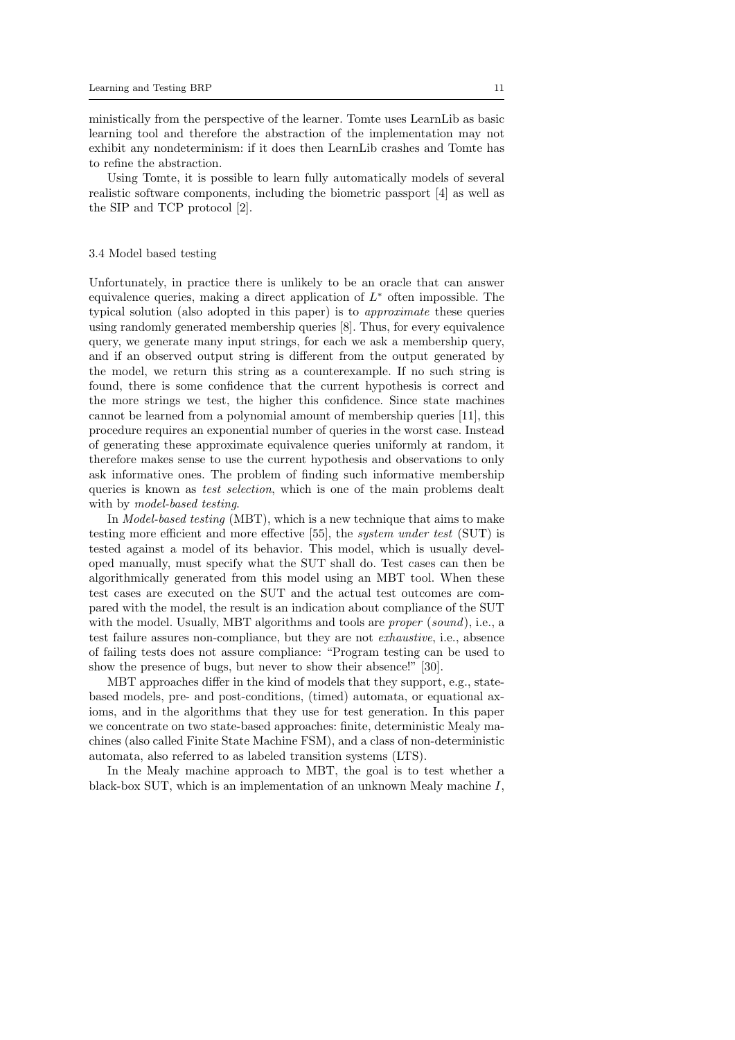ministically from the perspective of the learner. Tomte uses LearnLib as basic learning tool and therefore the abstraction of the implementation may not exhibit any nondeterminism: if it does then LearnLib crashes and Tomte has to refine the abstraction.

Using Tomte, it is possible to learn fully automatically models of several realistic software components, including the biometric passport [4] as well as the SIP and TCP protocol [2].

### 3.4 Model based testing

Unfortunately, in practice there is unlikely to be an oracle that can answer equivalence queries, making a direct application of $L^*$ often impossible. The typical solution (also adopted in this paper) is to *approximate* these queries using randomly generated membership queries [8]. Thus, for every equivalence query, we generate many input strings, for each we ask a membership query, and if an observed output string is different from the output generated by the model, we return this string as a counterexample. If no such string is found, there is some confidence that the current hypothesis is correct and the more strings we test, the higher this confidence. Since state machines cannot be learned from a polynomial amount of membership queries [11], this procedure requires an exponential number of queries in the worst case. Instead of generating these approximate equivalence queries uniformly at random, it therefore makes sense to use the current hypothesis and observations to only ask informative ones. The problem of finding such informative membership queries is known as *test selection*, which is one of the main problems dealt with by *model-based testing*.

In *Model-based testing* (MBT), which is a new technique that aims to make testing more efficient and more effective [55], the *system under test* (SUT) is tested against a model of its behavior. This model, which is usually developed manually, must specify what the SUT shall do. Test cases can then be algorithmically generated from this model using an MBT tool. When these test cases are executed on the SUT and the actual test outcomes are compared with the model, the result is an indication about compliance of the SUT with the model. Usually, MBT algorithms and tools are *proper* (*sound*), i.e., a test failure assures non-compliance, but they are not *exhaustive*, i.e., absence of failing tests does not assure compliance: "Program testing can be used to show the presence of bugs, but never to show their absence!" [30].

MBT approaches differ in the kind of models that they support, e.g., state-based models, pre- and post-conditions, (timed) automata, or equational axioms, and in the algorithms that they use for test generation. In this paper we concentrate on two state-based approaches: finite, deterministic Mealy machines (also called Finite State Machine FSM), and a class of non-deterministic automata, also referred to as labeled transition systems (LTS).

In the Mealy machine approach to MBT, the goal is to test whether a black-box SUT, which is an implementation of an unknown Mealy machine $I$,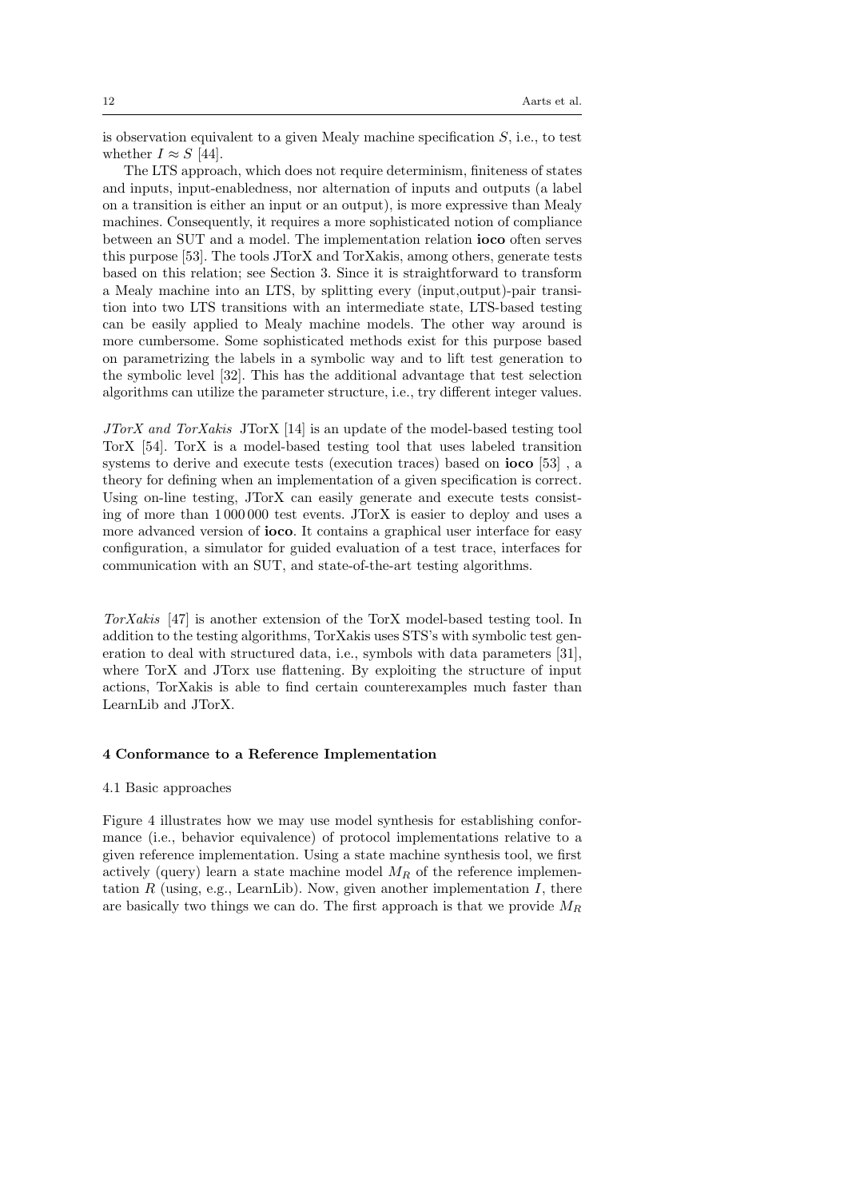is observation equivalent to a given Mealy machine specification $S$, i.e., to test whether $I \approx S$ [44].

The LTS approach, which does not require determinism, finiteness of states and inputs, input-enabledness, nor alternation of inputs and outputs (a label on a transition is either an input or an output), is more expressive than Mealy machines. Consequently, it requires a more sophisticated notion of compliance between an SUT and a model. The implementation relation **ioco** often serves this purpose [53]. The tools JTorX and TorXakis, among others, generate tests based on this relation; see Section 3. Since it is straightforward to transform a Mealy machine into an LTS, by splitting every (input,output)-pair transition into two LTS transitions with an intermediate state, LTS-based testing can be easily applied to Mealy machine models. The other way around is more cumbersome. Some sophisticated methods exist for this purpose based on parametrizing the labels in a symbolic way and to lift test generation to the symbolic level [32]. This has the additional advantage that test selection algorithms can utilize the parameter structure, i.e., try different integer values.

*JTorX and TorXakis* JTorX [14] is an update of the model-based testing tool TorX [54]. TorX is a model-based testing tool that uses labeled transition systems to derive and execute tests (execution traces) based on **ioco** [53] , a theory for defining when an implementation of a given specification is correct. Using on-line testing, JTorX can easily generate and execute tests consisting of more than 1 000 000 test events. JTorX is easier to deploy and uses a more advanced version of **ioco**. It contains a graphical user interface for easy configuration, a simulator for guided evaluation of a test trace, interfaces for communication with an SUT, and state-of-the-art testing algorithms.

*TorXakis* [47] is another extension of the TorX model-based testing tool. In addition to the testing algorithms, TorXakis uses STS's with symbolic test generation to deal with structured data, i.e., symbols with data parameters [31], where TorX and JTorx use flattening. By exploiting the structure of input actions, TorXakis is able to find certain counterexamples much faster than LearnLib and JTorX.

## 4 Conformance to a Reference Implementation

### 4.1 Basic approaches

Figure 4 illustrates how we may use model synthesis for establishing conformance (i.e., behavior equivalence) of protocol implementations relative to a given reference implementation. Using a state machine synthesis tool, we first actively (query) learn a state machine model $M_R$ of the reference implementation $R$ (using, e.g., LearnLib). Now, given another implementation $I$, there are basically two things we can do. The first approach is that we provide $M_R$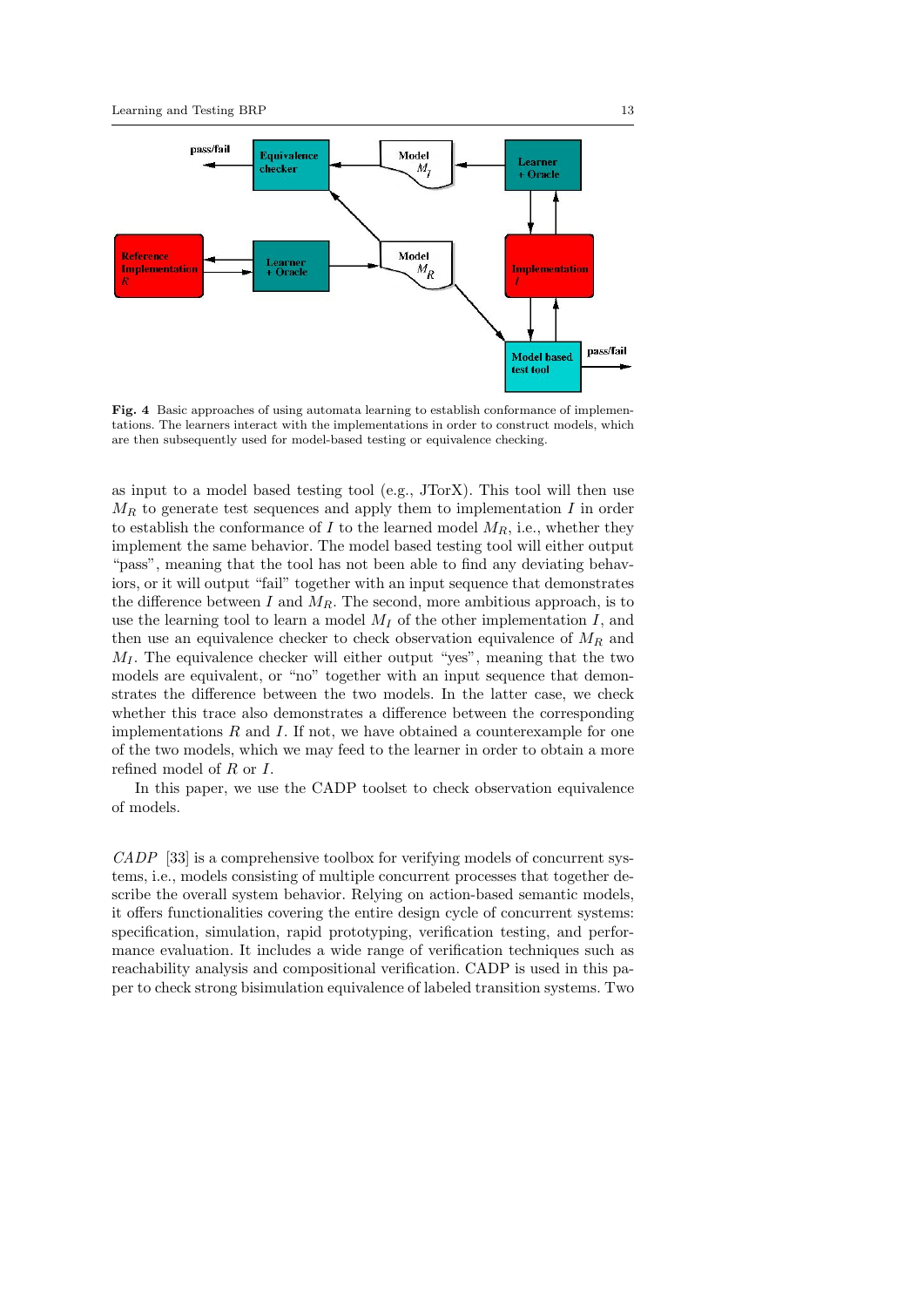**Fig. 4** Basic approaches of using automata learning to establish conformance of implementations. The learners interact with the implementations in order to construct models, which are then subsequently used for model-based testing or equivalence checking.

as input to a model based testing tool (e.g., JTorX). This tool will then use $M_R$ to generate test sequences and apply them to implementation $I$ in order to establish the conformance of $I$ to the learned model $M_R$, i.e., whether they implement the same behavior. The model based testing tool will either output "pass", meaning that the tool has not been able to find any deviating behaviors, or it will output "fail" together with an input sequence that demonstrates the difference between $I$ and $M_R$. The second, more ambitious approach, is to use the learning tool to learn a model $M_I$ of the other implementation $I$, and then use an equivalence checker to check observation equivalence of $M_R$ and $M_I$. The equivalence checker will either output "yes", meaning that the two models are equivalent, or "no" together with an input sequence that demonstrates the difference between the two models. In the latter case, we check whether this trace also demonstrates a difference between the corresponding implementations $R$ and $I$. If not, we have obtained a counterexample for one of the two models, which we may feed to the learner in order to obtain a more refined model of $R$ or $I$.

In this paper, we use the CADP toolset to check observation equivalence of models.

*CADP* [33] is a comprehensive toolbox for verifying models of concurrent systems, i.e., models consisting of multiple concurrent processes that together describe the overall system behavior. Relying on action-based semantic models, it offers functionalities covering the entire design cycle of concurrent systems: specification, simulation, rapid prototyping, verification testing, and performance evaluation. It includes a wide range of verification techniques such as reachability analysis and compositional verification. CADP is used in this paper to check strong bisimulation equivalence of labeled transition systems. Two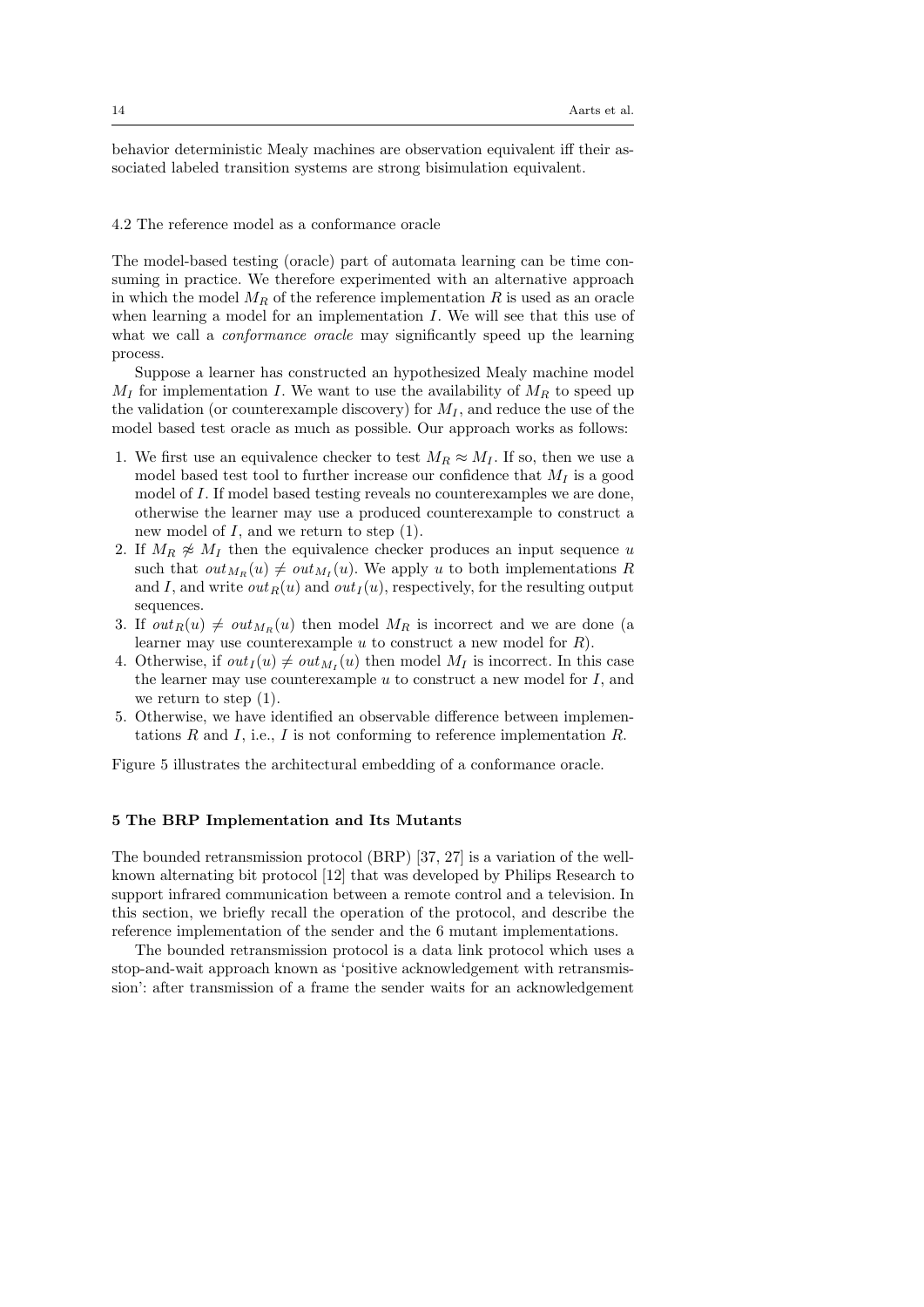behavior deterministic Mealy machines are observation equivalent iff their associated labeled transition systems are strong bisimulation equivalent.

### 4.2 The reference model as a conformance oracle

The model-based testing (oracle) part of automata learning can be time consuming in practice. We therefore experimented with an alternative approach in which the model $M_R$ of the reference implementation $R$ is used as an oracle when learning a model for an implementation $I$. We will see that this use of what we call a *conformance oracle* may significantly speed up the learning process.

Suppose a learner has constructed an hypothesized Mealy machine model $M_I$ for implementation $I$. We want to use the availability of $M_R$ to speed up the validation (or counterexample discovery) for $M_I$, and reduce the use of the model based test oracle as much as possible. Our approach works as follows:

1. We first use an equivalence checker to test $M_R \approx M_I$. If so, then we use a model based test tool to further increase our confidence that $M_I$ is a good model of $I$. If model based testing reveals no counterexamples we are done, otherwise the learner may use a produced counterexample to construct a new model of $I$, and we return to step (1).
2. If $M_R \not\approx M_I$ then the equivalence checker produces an input sequence $u$ such that $out_{M_R}(u) \neq out_{M_I}(u)$. We apply $u$ to both implementations $R$ and $I$, and write $out_R(u)$ and $out_I(u)$, respectively, for the resulting output sequences.
3. If $out_R(u) \neq out_{M_R}(u)$ then model $M_R$ is incorrect and we are done (a learner may use counterexample $u$ to construct a new model for $R$).
4. Otherwise, if $out_I(u) \neq out_{M_I}(u)$ then model $M_I$ is incorrect. In this case the learner may use counterexample $u$ to construct a new model for $I$, and we return to step (1).
5. Otherwise, we have identified an observable difference between implementations $R$ and $I$, i.e., $I$ is not conforming to reference implementation $R$.

Figure 5 illustrates the architectural embedding of a conformance oracle.

## 5 The BRP Implementation and Its Mutants

The bounded retransmission protocol (BRP) [37, 27] is a variation of the well-known alternating bit protocol [12] that was developed by Philips Research to support infrared communication between a remote control and a television. In this section, we briefly recall the operation of the protocol, and describe the reference implementation of the sender and the 6 mutant implementations.

The bounded retransmission protocol is a data link protocol which uses a stop-and-wait approach known as 'positive acknowledgement with retransmission': after transmission of a frame the sender waits for an acknowledgement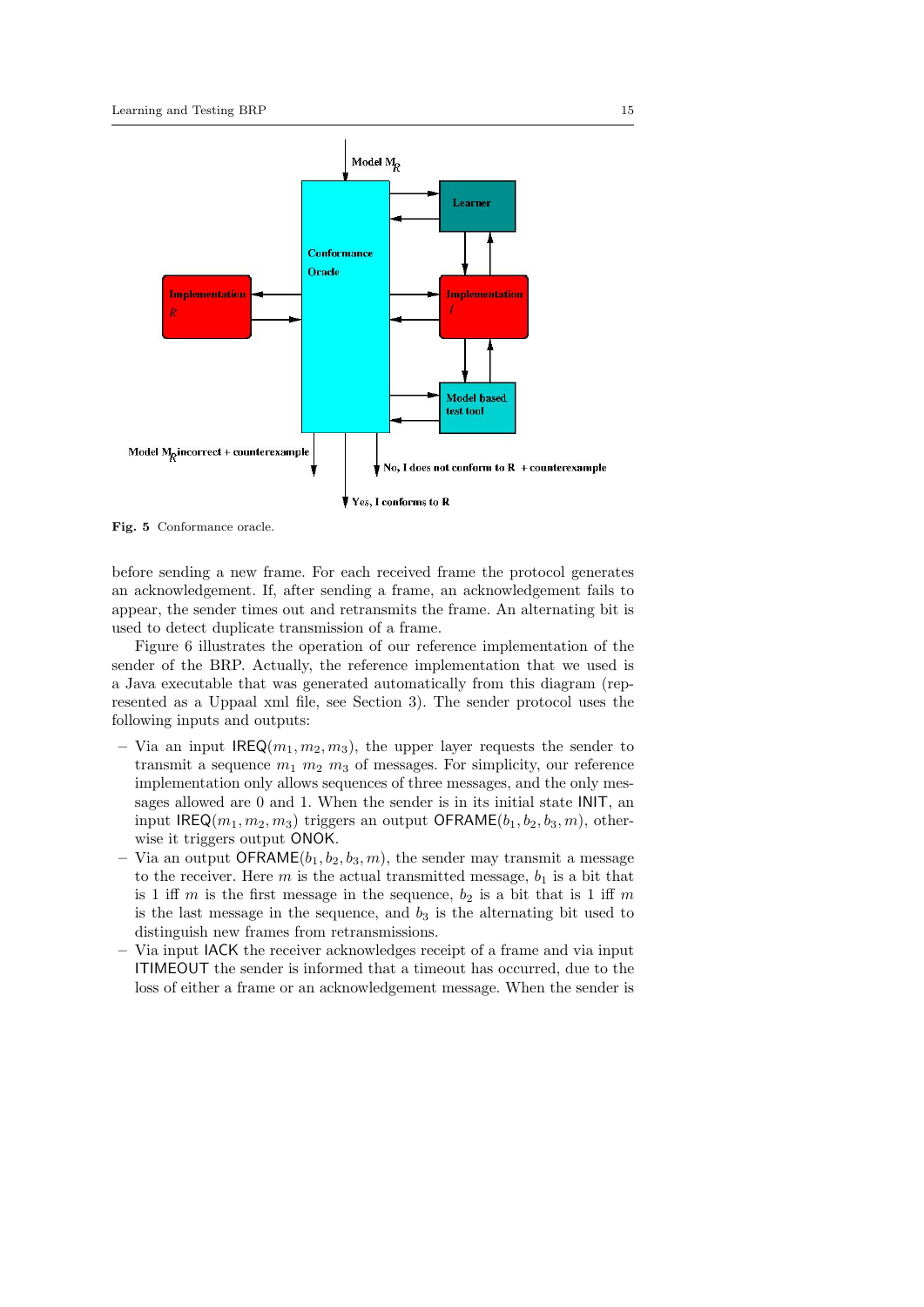Fig. 5 Conformance oracle.

before sending a new frame. For each received frame the protocol generates an acknowledgement. If, after sending a frame, an acknowledgement fails to appear, the sender times out and retransmits the frame. An alternating bit is used to detect duplicate transmission of a frame.

Figure 6 illustrates the operation of our reference implementation of the sender of the BRP. Actually, the reference implementation that we used is a Java executable that was generated automatically from this diagram (represented as a Uppaal xml file, see Section 3). The sender protocol uses the following inputs and outputs:

– Via an input $\mathsf{IREQ}(m_1, m_2, m_3)$, the upper layer requests the sender to transmit a sequence $m_1$ $m_2$ $m_3$ of messages. For simplicity, our reference implementation only allows sequences of three messages, and the only messages allowed are 0 and 1. When the sender is in its initial state INIT, an input $\mathsf{IREQ}(m_1, m_2, m_3)$ triggers an output $\mathsf{OFRAME}(b_1, b_2, b_3, m)$, otherwise it triggers output ONOK.
– Via an output $\mathsf{OFRAME}(b_1, b_2, b_3, m)$, the sender may transmit a message to the receiver. Here $m$ is the actual transmitted message, $b_1$ is a bit that is 1 iff $m$ is the first message in the sequence, $b_2$ is a bit that is 1 iff $m$ is the last message in the sequence, and $b_3$ is the alternating bit used to distinguish new frames from retransmissions.
– Via input IACK the receiver acknowledges receipt of a frame and via input ITIMEOUT the sender is informed that a timeout has occurred, due to the loss of either a frame or an acknowledgement message. When the sender is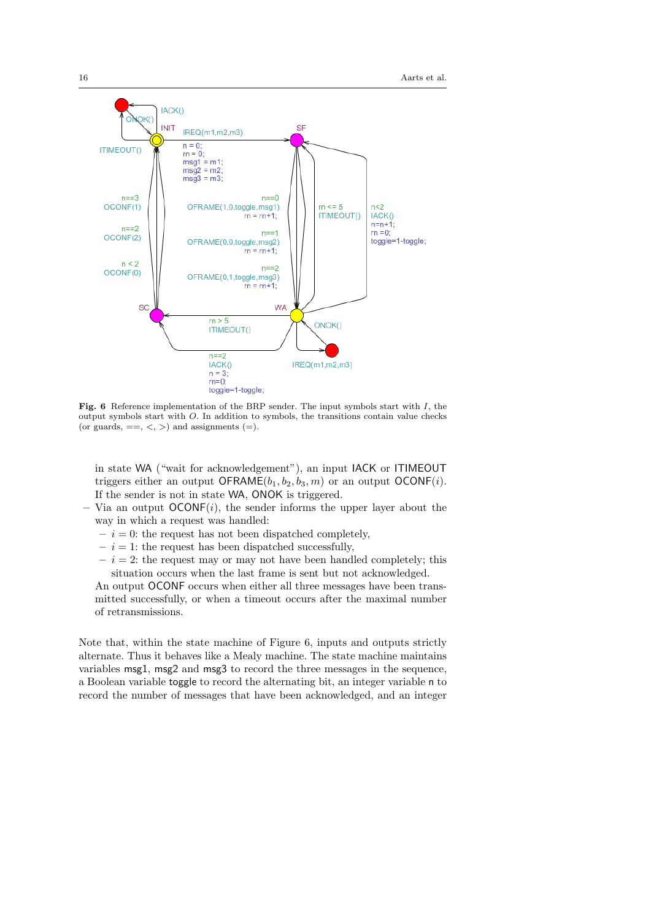**Fig. 6** Reference implementation of the BRP sender. The input symbols start with $I$, the output symbols start with $O$. In addition to symbols, the transitions contain value checks (or guards, $==$, $<$, $>$) and assignments ($=$).

in state WA ("wait for acknowledgement"), an input IACK or ITIMEOUT triggers either an output $\mathsf{OFRAME}(b_1, b_2, b_3, m)$ or an output $\mathsf{OCONF}(i)$. If the sender is not in state WA, ONOK is triggered.

- Via an output $\mathsf{OCONF}(i)$, the sender informs the upper layer about the way in which a request was handled:
  - $i = 0$: the request has not been dispatched completely,
  - $i = 1$: the request has been dispatched successfully,
  - $i = 2$: the request may or may not have been handled completely; this situation occurs when the last frame is sent but not acknowledged.

  An output OCONF occurs when either all three messages have been transmitted successfully, or when a timeout occurs after the maximal number of retransmissions.

Note that, within the state machine of Figure 6, inputs and outputs strictly alternate. Thus it behaves like a Mealy machine. The state machine maintains variables msg1, msg2 and msg3 to record the three messages in the sequence, a Boolean variable toggle to record the alternating bit, an integer variable n to record the number of messages that have been acknowledged, and an integer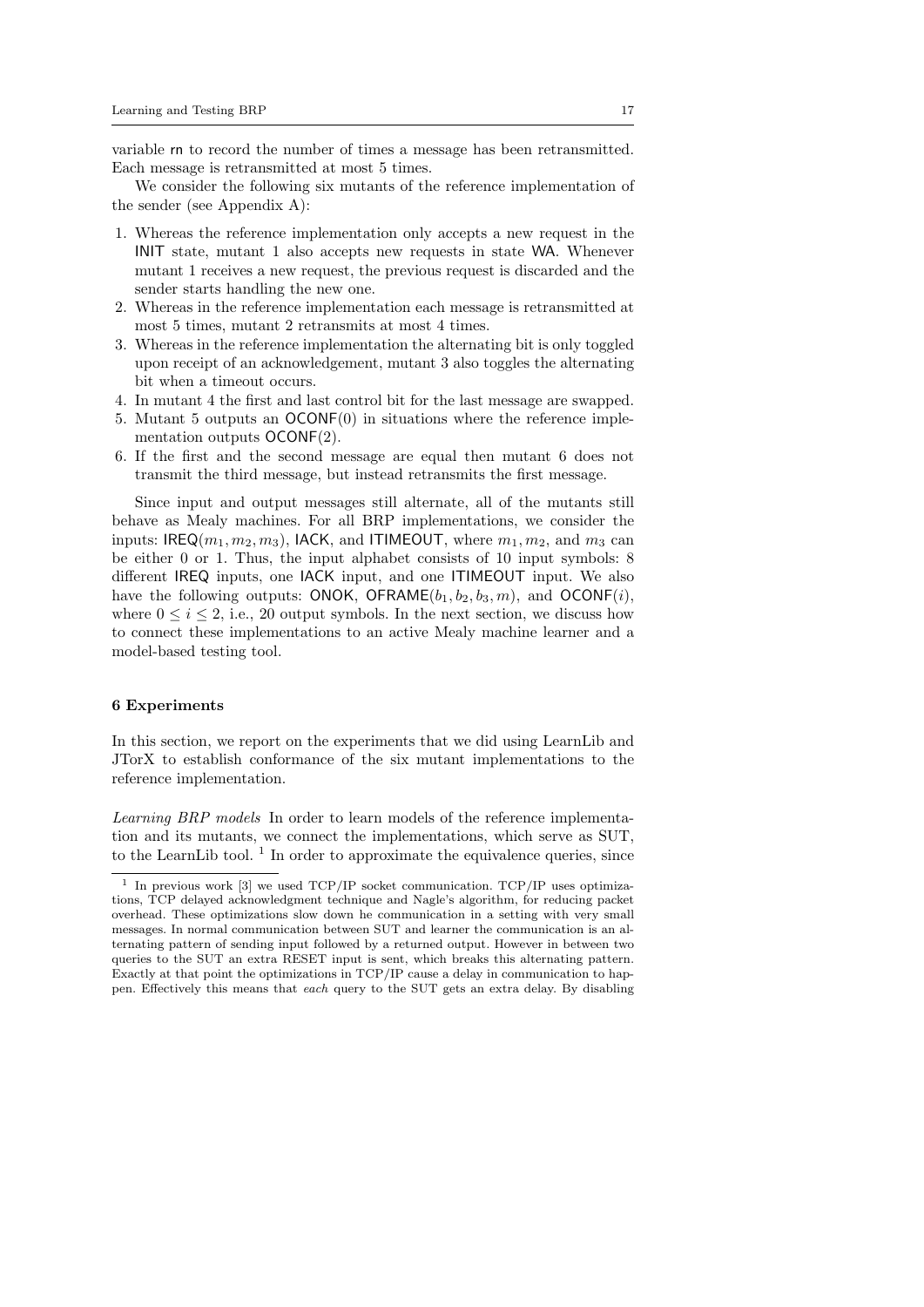variable rn to record the number of times a message has been retransmitted. Each message is retransmitted at most 5 times.

We consider the following six mutants of the reference implementation of the sender (see Appendix A):

1. Whereas the reference implementation only accepts a new request in the INIT state, mutant 1 also accepts new requests in state WA. Whenever mutant 1 receives a new request, the previous request is discarded and the sender starts handling the new one.
2. Whereas in the reference implementation each message is retransmitted at most 5 times, mutant 2 retransmits at most 4 times.
3. Whereas in the reference implementation the alternating bit is only toggled upon receipt of an acknowledgement, mutant 3 also toggles the alternating bit when a timeout occurs.
4. In mutant 4 the first and last control bit for the last message are swapped.
5. Mutant 5 outputs an OCONF(0) in situations where the reference implementation outputs OCONF(2).
6. If the first and the second message are equal then mutant 6 does not transmit the third message, but instead retransmits the first message.

Since input and output messages still alternate, all of the mutants still behave as Mealy machines. For all BRP implementations, we consider the inputs: IREQ$(m_1, m_2, m_3)$, IACK, and ITIMEOUT, where $m_1, m_2$, and $m_3$ can be either 0 or 1. Thus, the input alphabet consists of 10 input symbols: 8 different IREQ inputs, one IACK input, and one ITIMEOUT input. We also have the following outputs: ONOK, OFRAME$(b_1, b_2, b_3, m)$, and OCONF$(i)$, where $0 \leq i \leq 2$, i.e., 20 output symbols. In the next section, we discuss how to connect these implementations to an active Mealy machine learner and a model-based testing tool.

## 6 Experiments

In this section, we report on the experiments that we did using LearnLib and JTorX to establish conformance of the six mutant implementations to the reference implementation.

*Learning BRP models* In order to learn models of the reference implementation and its mutants, we connect the implementations, which serve as SUT, to the LearnLib tool. [1] In order to approximate the equivalence queries, since

---

[1] In previous work [3] we used TCP/IP socket communication. TCP/IP uses optimizations, TCP delayed acknowledgment technique and Nagle's algorithm, for reducing packet overhead. These optimizations slow down he communication in a setting with very small messages. In normal communication between SUT and learner the communication is an alternating pattern of sending input followed by a returned output. However in between two queries to the SUT an extra RESET input is sent, which breaks this alternating pattern. Exactly at that point the optimizations in TCP/IP cause a delay in communication to happen. Effectively this means that *each* query to the SUT gets an extra delay. By disabling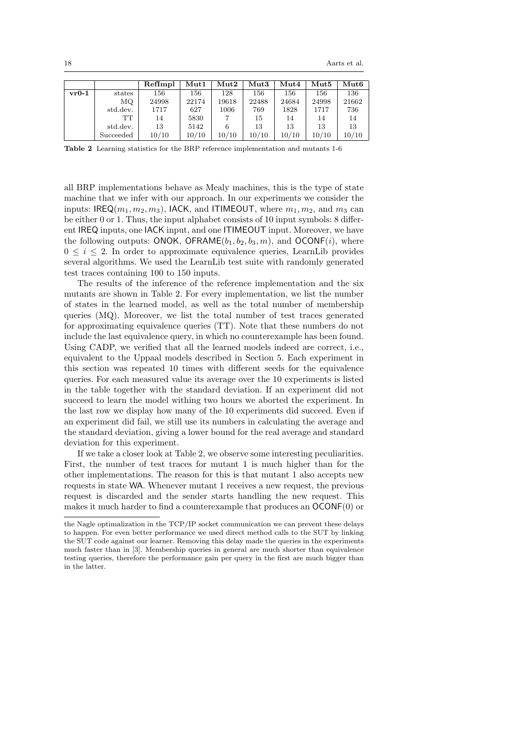| | | **RefImpl** | **Mut1** | **Mut2** | **Mut3** | **Mut4** | **Mut5** | **Mut6** |
|---|---|---|---|---|---|---|---|---|
| **vr0-1** | states | 156 | 156 | 128 | 156 | 156 | 156 | 136 |
| | MQ | 24998 | 22174 | 19618 | 22488 | 24684 | 24998 | 21662 |
| | std.dev. | 1717 | 627 | 1006 | 769 | 1828 | 1717 | 736 |
| | TT | 14 | 5830 | 7 | 15 | 14 | 14 | 14 |
| | std.dev. | 13 | 5142 | 6 | 13 | 13 | 13 | 13 |
| | Succeeded | 10/10 | 10/10 | 10/10 | 10/10 | 10/10 | 10/10 | 10/10 |

**Table 2** Learning statistics for the BRP reference implementation and mutants 1-6

all BRP implementations behave as Mealy machines, this is the type of state machine that we infer with our approach. In our experiments we consider the inputs: $\mathsf{IREQ}(m_1, m_2, m_3)$, IACK, and ITIMEOUT, where $m_1, m_2$, and $m_3$ can be either 0 or 1. Thus, the input alphabet consists of 10 input symbols: 8 different IREQ inputs, one IACK input, and one ITIMEOUT input. Moreover, we have the following outputs: ONOK, $\mathsf{OFRAME}(b_1, b_2, b_3, m)$, and $\mathsf{OCONF}(i)$, where $0 \leq i \leq 2$. In order to approximate equivalence queries, LearnLib provides several algorithms. We used the LearnLib test suite with randomly generated test traces containing 100 to 150 inputs.

The results of the inference of the reference implementation and the six mutants are shown in Table 2. For every implementation, we list the number of states in the learned model, as well as the total number of membership queries (MQ). Moreover, we list the total number of test traces generated for approximating equivalence queries (TT). Note that these numbers do not include the last equivalence query, in which no counterexample has been found. Using CADP, we verified that all the learned models indeed are correct, i.e., equivalent to the Uppaal models described in Section 5. Each experiment in this section was repeated 10 times with different seeds for the equivalence queries. For each measured value its average over the 10 experiments is listed in the table together with the standard deviation. If an experiment did not succeed to learn the model withing two hours we aborted the experiment. In the last row we display how many of the 10 experiments did succeed. Even if an experiment did fail, we still use its numbers in calculating the average and the standard deviation, giving a lower bound for the real average and standard deviation for this experiment.

If we take a closer look at Table 2, we observe some interesting peculiarities. First, the number of test traces for mutant 1 is much higher than for the other implementations. The reason for this is that mutant 1 also accepts new requests in state WA. Whenever mutant 1 receives a new request, the previous request is discarded and the sender starts handling the new request. This makes it much harder to find a counterexample that produces an $\mathsf{OCONF}(0)$ or

---

the Nagle optimalization in the TCP/IP socket communication we can prevent these delays to happen. For even better performance we used direct method calls to the SUT by linking the SUT code against our learner. Removing this delay made the queries in the experiments much faster than in [3]. Membership queries in general are much shorter than equivalence testing queries, therefore the performance gain per query in the first are much bigger than in the latter.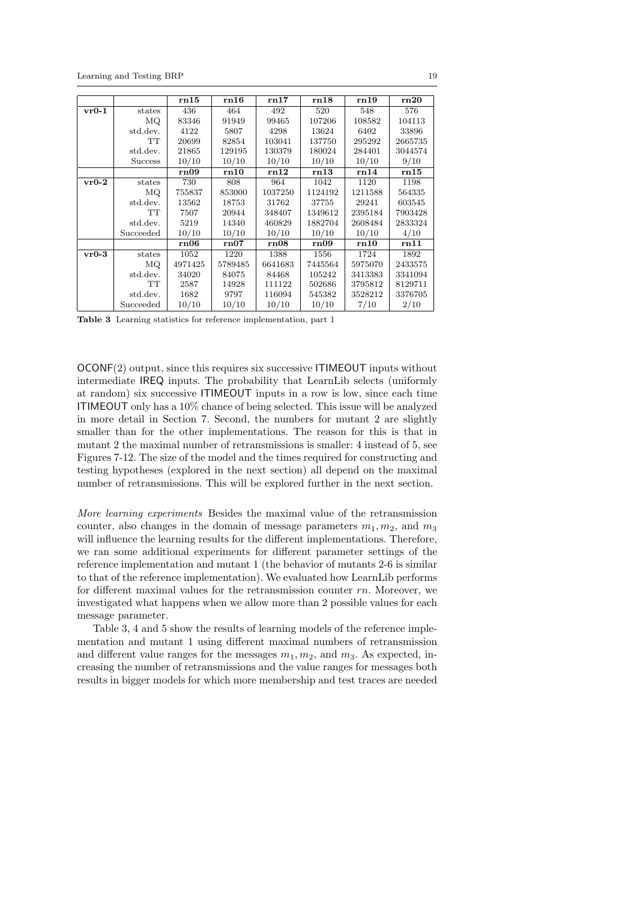| | | **rn15** | **rn16** | **rn17** | **rn18** | **rn19** | **rn20** |
|---|---|---|---|---|---|---|---|
| **vr0-1** | states | 436 | 464 | 492 | 520 | 548 | 576 |
| | MQ | 83346 | 91949 | 99465 | 107206 | 108582 | 104113 |
| | std.dev. | 4122 | 5807 | 4298 | 13624 | 6402 | 33896 |
| | TT | 20699 | 82854 | 103041 | 137750 | 295292 | 2665735 |
| | std.dev. | 21865 | 129195 | 130379 | 180024 | 284401 | 3044574 |
| | Success | 10/10 | 10/10 | 10/10 | 10/10 | 10/10 | 9/10 |
| | | **rn09** | **rn10** | **rn12** | **rn13** | **rn14** | **rn15** |
| **vr0-2** | states | 730 | 808 | 964 | 1042 | 1120 | 1198 |
| | MQ | 755837 | 853000 | 1037250 | 1124192 | 1211588 | 564335 |
| | std.dev. | 13562 | 18753 | 31762 | 37755 | 29241 | 603545 |
| | TT | 7507 | 20944 | 348407 | 1349612 | 2395184 | 7903428 |
| | std.dev. | 5219 | 14340 | 460829 | 1882704 | 2608484 | 2833324 |
| | Succeeded | 10/10 | 10/10 | 10/10 | 10/10 | 10/10 | 4/10 |
| | | **rn06** | **rn07** | **rn08** | **rn09** | **rn10** | **rn11** |
| **vr0-3** | states | 1052 | 1220 | 1388 | 1556 | 1724 | 1892 |
| | MQ | 4971425 | 5789485 | 6641683 | 7445564 | 5975070 | 2433575 |
| | std.dev. | 34020 | 84075 | 84468 | 105242 | 3413383 | 3341094 |
| | TT | 2587 | 14928 | 111122 | 502686 | 3795812 | 8129711 |
| | std.dev. | 1682 | 9797 | 116094 | 545382 | 3528212 | 3376705 |
| | Succeeded | 10/10 | 10/10 | 10/10 | 10/10 | 7/10 | 2/10 |

**Table 3** Learning statistics for reference implementation, part 1

OCONF(2) output, since this requires six successive ITIMEOUT inputs without intermediate IREQ inputs. The probability that LearnLib selects (uniformly at random) six successive ITIMEOUT inputs in a row is low, since each time ITIMEOUT only has a 10% chance of being selected. This issue will be analyzed in more detail in Section 7. Second, the numbers for mutant 2 are slightly smaller than for the other implementations. The reason for this is that in mutant 2 the maximal number of retransmissions is smaller: 4 instead of 5, see Figures 7-12. The size of the model and the times required for constructing and testing hypotheses (explored in the next section) all depend on the maximal number of retransmissions. This will be explored further in the next section.

*More learning experiments* Besides the maximal value of the retransmission counter, also changes in the domain of message parameters $m_1, m_2$, and $m_3$ will influence the learning results for the different implementations. Therefore, we ran some additional experiments for different parameter settings of the reference implementation and mutant 1 (the behavior of mutants 2-6 is similar to that of the reference implementation). We evaluated how LearnLib performs for different maximal values for the retransmission counter $rn$. Moreover, we investigated what happens when we allow more than 2 possible values for each message parameter.

Table 3, 4 and 5 show the results of learning models of the reference implementation and mutant 1 using different maximal numbers of retransmission and different value ranges for the messages $m_1, m_2$, and $m_3$. As expected, increasing the number of retransmissions and the value ranges for messages both results in bigger models for which more membership and test traces are needed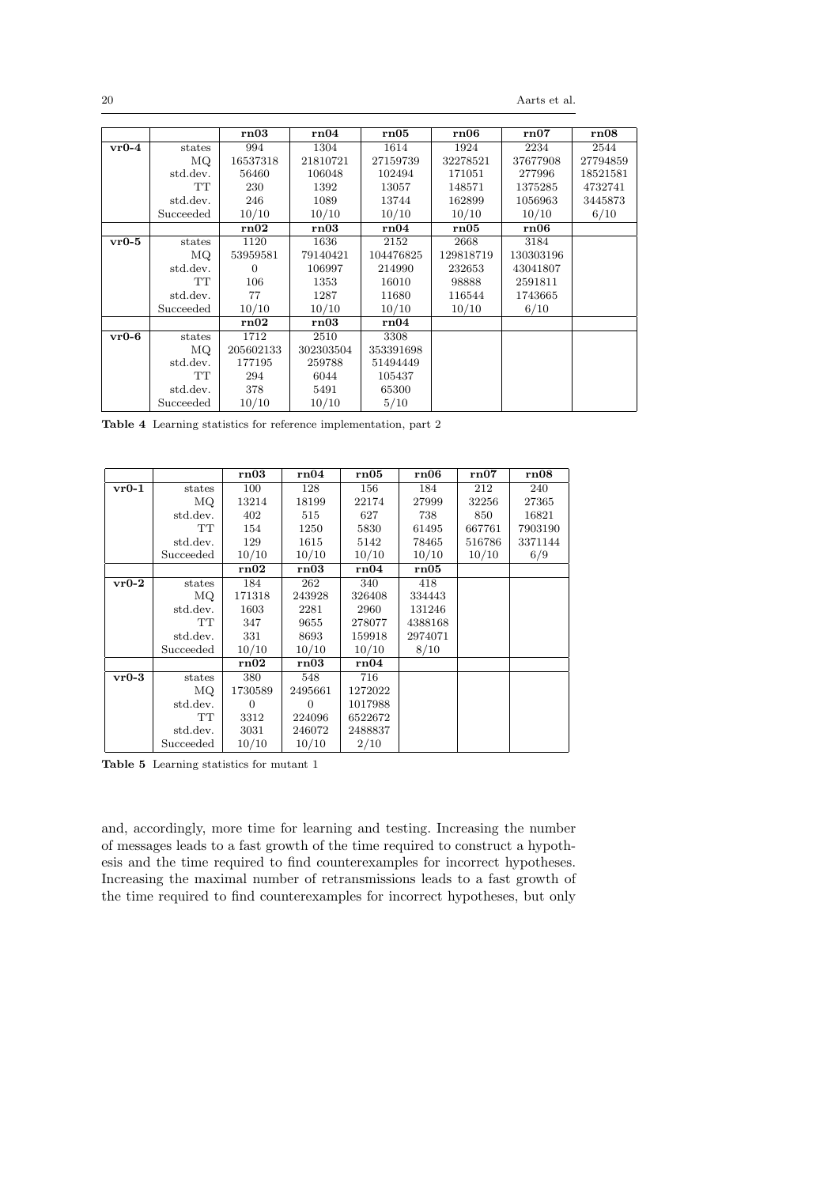| | | **rn03** | **rn04** | **rn05** | **rn06** | **rn07** | **rn08** |
|---|---|---|---|---|---|---|---|
| **vr0-4** | states | 994 | 1304 | 1614 | 1924 | 2234 | 2544 |
| | MQ | 16537318 | 21810721 | 27159739 | 32278521 | 37677908 | 27794859 |
| | std.dev. | 56460 | 106048 | 102494 | 171051 | 277996 | 18521581 |
| | TT | 230 | 1392 | 13057 | 148571 | 1375285 | 4732741 |
| | std.dev. | 246 | 1089 | 13744 | 162899 | 1056963 | 3445873 |
| | Succeeded | 10/10 | 10/10 | 10/10 | 10/10 | 10/10 | 6/10 |
| | | **rn02** | **rn03** | **rn04** | **rn05** | **rn06** | |
| **vr0-5** | states | 1120 | 1636 | 2152 | 2668 | 3184 | |
| | MQ | 53959581 | 79140421 | 104476825 | 129818719 | 130303196 | |
| | std.dev. | 0 | 106997 | 214990 | 232653 | 43041807 | |
| | TT | 106 | 1353 | 16010 | 98888 | 2591811 | |
| | std.dev. | 77 | 1287 | 11680 | 116544 | 1743665 | |
| | Succeeded | 10/10 | 10/10 | 10/10 | 10/10 | 6/10 | |
| | | **rn02** | **rn03** | **rn04** | | | |
| **vr0-6** | states | 1712 | 2510 | 3308 | | | |
| | MQ | 205602133 | 302303504 | 353391698 | | | |
| | std.dev. | 177195 | 259788 | 51494449 | | | |
| | TT | 294 | 6044 | 105437 | | | |
| | std.dev. | 378 | 5491 | 65300 | | | |
| | Succeeded | 10/10 | 10/10 | 5/10 | | | |

**Table 4** Learning statistics for reference implementation, part 2

| | | **rn03** | **rn04** | **rn05** | **rn06** | **rn07** | **rn08** |
|---|---|---|---|---|---|---|---|
| **vr0-1** | states | 100 | 128 | 156 | 184 | 212 | 240 |
| | MQ | 13214 | 18199 | 22174 | 27999 | 32256 | 27365 |
| | std.dev. | 402 | 515 | 627 | 738 | 850 | 16821 |
| | TT | 154 | 1250 | 5830 | 61495 | 667761 | 7903190 |
| | std.dev. | 129 | 1615 | 5142 | 78465 | 516786 | 3371144 |
| | Succeeded | 10/10 | 10/10 | 10/10 | 10/10 | 10/10 | 6/9 |
| | | **rn02** | **rn03** | **rn04** | **rn05** | | |
| **vr0-2** | states | 184 | 262 | 340 | 418 | | |
| | MQ | 171318 | 243928 | 326408 | 334443 | | |
| | std.dev. | 1603 | 2281 | 2960 | 131246 | | |
| | TT | 347 | 9655 | 278077 | 4388168 | | |
| | std.dev. | 331 | 8693 | 159918 | 2974071 | | |
| | Succeeded | 10/10 | 10/10 | 10/10 | 8/10 | | |
| | | **rn02** | **rn03** | **rn04** | | | |
| **vr0-3** | states | 380 | 548 | 716 | | | |
| | MQ | 1730589 | 2495661 | 1272022 | | | |
| | std.dev. | 0 | 0 | 1017988 | | | |
| | TT | 3312 | 224096 | 6522672 | | | |
| | std.dev. | 3031 | 246072 | 2488837 | | | |
| | Succeeded | 10/10 | 10/10 | 2/10 | | | |

**Table 5** Learning statistics for mutant 1

and, accordingly, more time for learning and testing. Increasing the number of messages leads to a fast growth of the time required to construct a hypothesis and the time required to find counterexamples for incorrect hypotheses. Increasing the maximal number of retransmissions leads to a fast growth of the time required to find counterexamples for incorrect hypotheses, but only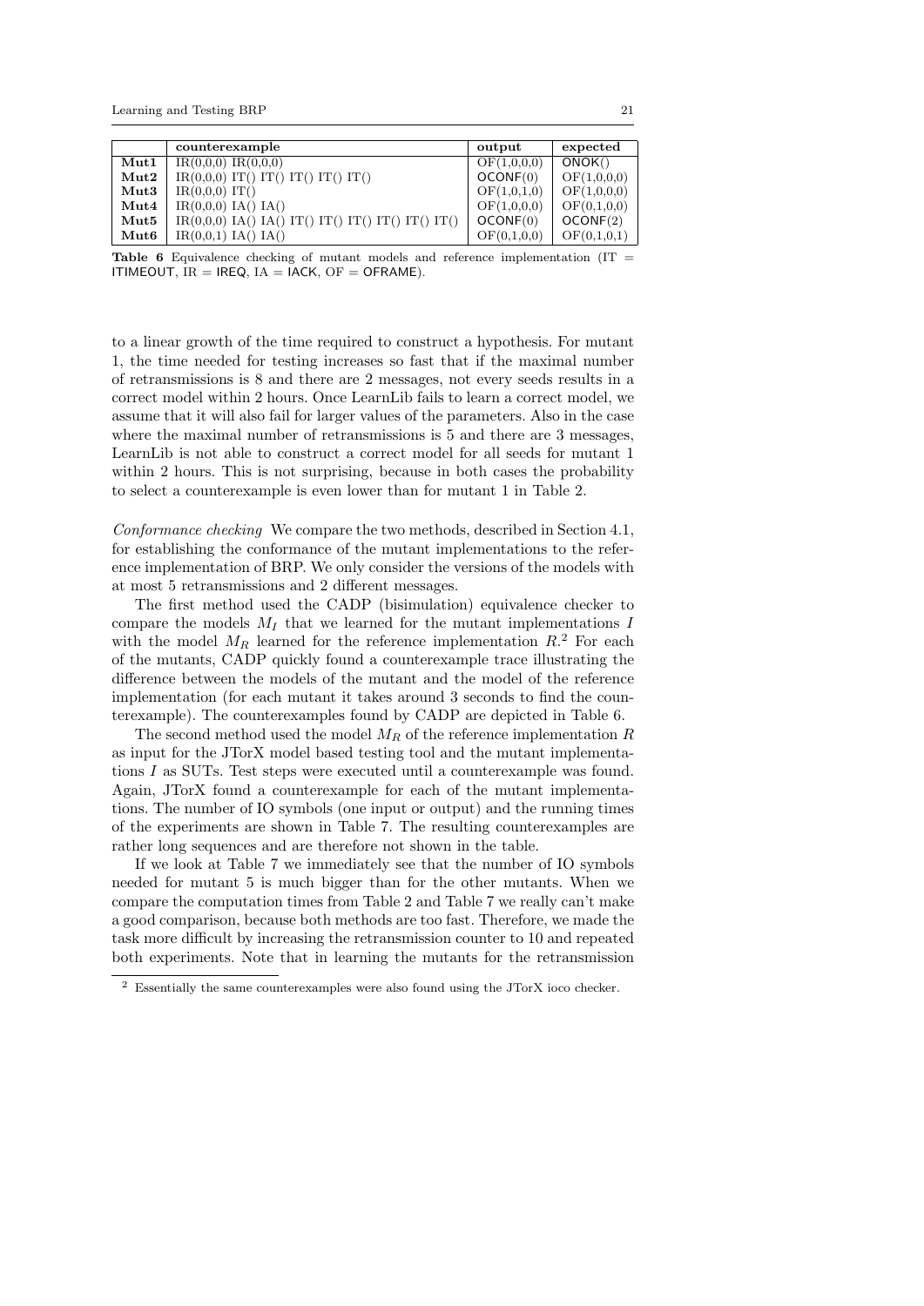| | counterexample | output | expected |
|---|---|---|---|
| **Mut1** | IR(0,0,0) IR(0,0,0) | OF(1,0,0,0) | ONOK() |
| **Mut2** | IR(0,0,0) IT() IT() IT() IT() IT() | OCONF(0) | OF(1,0,0,0) |
| **Mut3** | IR(0,0,0) IT() | OF(1,0,1,0) | OF(1,0,0,0) |
| **Mut4** | IR(0,0,0) IA() IA() | OF(1,0,0,0) | OF(0,1,0,0) |
| **Mut5** | IR(0,0,0) IA() IA() IT() IT() IT() IT() IT() IT() | OCONF(0) | OCONF(2) |
| **Mut6** | IR(0,0,1) IA() IA() | OF(0,1,0,0) | OF(0,1,0,1) |

**Table 6** Equivalence checking of mutant models and reference implementation (IT = ITIMEOUT, IR = IREQ, IA = IACK, OF = OFRAME).

to a linear growth of the time required to construct a hypothesis. For mutant 1, the time needed for testing increases so fast that if the maximal number of retransmissions is 8 and there are 2 messages, not every seeds results in a correct model within 2 hours. Once LearnLib fails to learn a correct model, we assume that it will also fail for larger values of the parameters. Also in the case where the maximal number of retransmissions is 5 and there are 3 messages, LearnLib is not able to construct a correct model for all seeds for mutant 1 within 2 hours. This is not surprising, because in both cases the probability to select a counterexample is even lower than for mutant 1 in Table 2.

*Conformance checking* We compare the two methods, described in Section 4.1, for establishing the conformance of the mutant implementations to the reference implementation of BRP. We only consider the versions of the models with at most 5 retransmissions and 2 different messages.

The first method used the CADP (bisimulation) equivalence checker to compare the models $M_I$ that we learned for the mutant implementations $I$ with the model $M_R$ learned for the reference implementation $R$.[2] For each of the mutants, CADP quickly found a counterexample trace illustrating the difference between the models of the mutant and the model of the reference implementation (for each mutant it takes around 3 seconds to find the counterexample). The counterexamples found by CADP are depicted in Table 6.

The second method used the model $M_R$ of the reference implementation $R$ as input for the JTorX model based testing tool and the mutant implementations $I$ as SUTs. Test steps were executed until a counterexample was found. Again, JTorX found a counterexample for each of the mutant implementations. The number of IO symbols (one input or output) and the running times of the experiments are shown in Table 7. The resulting counterexamples are rather long sequences and are therefore not shown in the table.

If we look at Table 7 we immediately see that the number of IO symbols needed for mutant 5 is much bigger than for the other mutants. When we compare the computation times from Table 2 and Table 7 we really can't make a good comparison, because both methods are too fast. Therefore, we made the task more difficult by increasing the retransmission counter to 10 and repeated both experiments. Note that in learning the mutants for the retransmission

[2] Essentially the same counterexamples were also found using the JTorX ioco checker.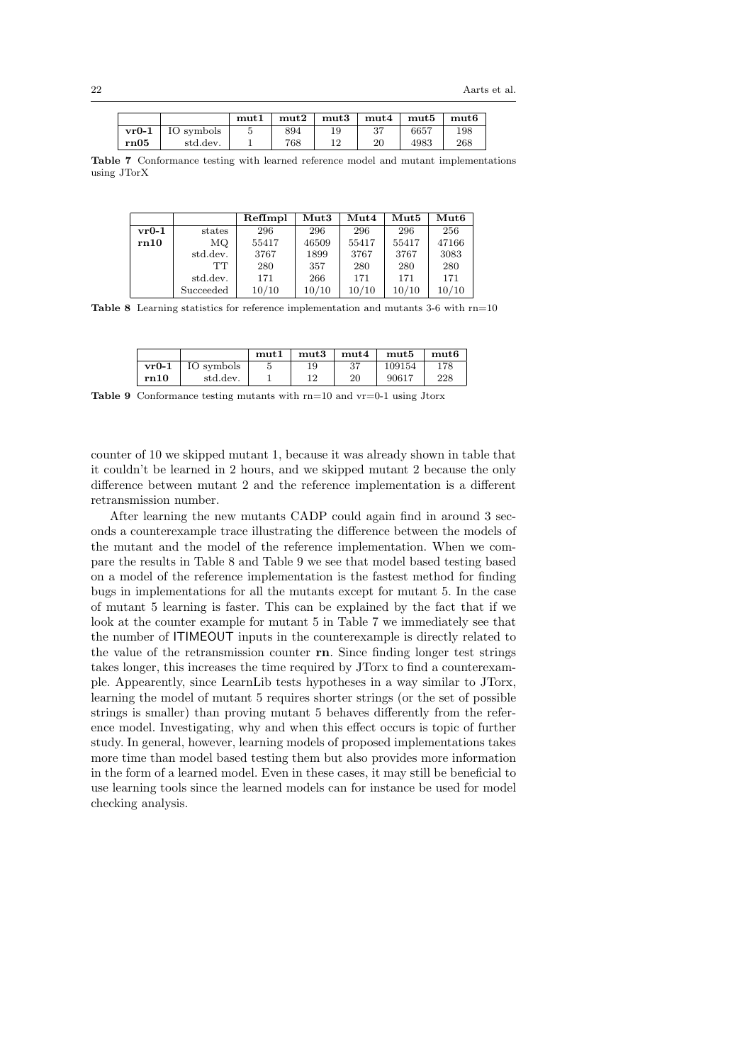|  |  | mut1 | mut2 | mut3 | mut4 | mut5 | mut6 |
|---|---|---|---|---|---|---|---|
| **vr0-1** | IO symbols | 5 | 894 | 19 | 37 | 6657 | 198 |
| **rn05** | std.dev. | 1 | 768 | 12 | 20 | 4983 | 268 |

**Table 7** Conformance testing with learned reference model and mutant implementations using JTorX

|  |  | RefImpl | Mut3 | Mut4 | Mut5 | Mut6 |
|---|---|---|---|---|---|---|
| **vr0-1** | states | 296 | 296 | 296 | 296 | 256 |
| **rn10** | MQ | 55417 | 46509 | 55417 | 55417 | 47166 |
|  | std.dev. | 3767 | 1899 | 3767 | 3767 | 3083 |
|  | TT | 280 | 357 | 280 | 280 | 280 |
|  | std.dev. | 171 | 266 | 171 | 171 | 171 |
|  | Succeeded | 10/10 | 10/10 | 10/10 | 10/10 | 10/10 |

**Table 8** Learning statistics for reference implementation and mutants 3-6 with rn=10

|  |  | mut1 | mut3 | mut4 | mut5 | mut6 |
|---|---|---|---|---|---|---|
| **vr0-1** | IO symbols | 5 | 19 | 37 | 109154 | 178 |
| **rn10** | std.dev. | 1 | 12 | 20 | 90617 | 228 |

**Table 9** Conformance testing mutants with rn=10 and vr=0-1 using Jtorx

counter of 10 we skipped mutant 1, because it was already shown in table that it couldn't be learned in 2 hours, and we skipped mutant 2 because the only difference between mutant 2 and the reference implementation is a different retransmission number.

After learning the new mutants CADP could again find in around 3 seconds a counterexample trace illustrating the difference between the models of the mutant and the model of the reference implementation. When we compare the results in Table 8 and Table 9 we see that model based testing based on a model of the reference implementation is the fastest method for finding bugs in implementations for all the mutants except for mutant 5. In the case of mutant 5 learning is faster. This can be explained by the fact that if we look at the counter example for mutant 5 in Table 7 we immediately see that the number of ITIMEOUT inputs in the counterexample is directly related to the value of the retransmission counter **rn**. Since finding longer test strings takes longer, this increases the time required by JTorx to find a counterexample. Appearently, since LearnLib tests hypotheses in a way similar to JTorx, learning the model of mutant 5 requires shorter strings (or the set of possible strings is smaller) than proving mutant 5 behaves differently from the reference model. Investigating, why and when this effect occurs is topic of further study. In general, however, learning models of proposed implementations takes more time than model based testing them but also provides more information in the form of a learned model. Even in these cases, it may still be beneficial to use learning tools since the learned models can for instance be used for model checking analysis.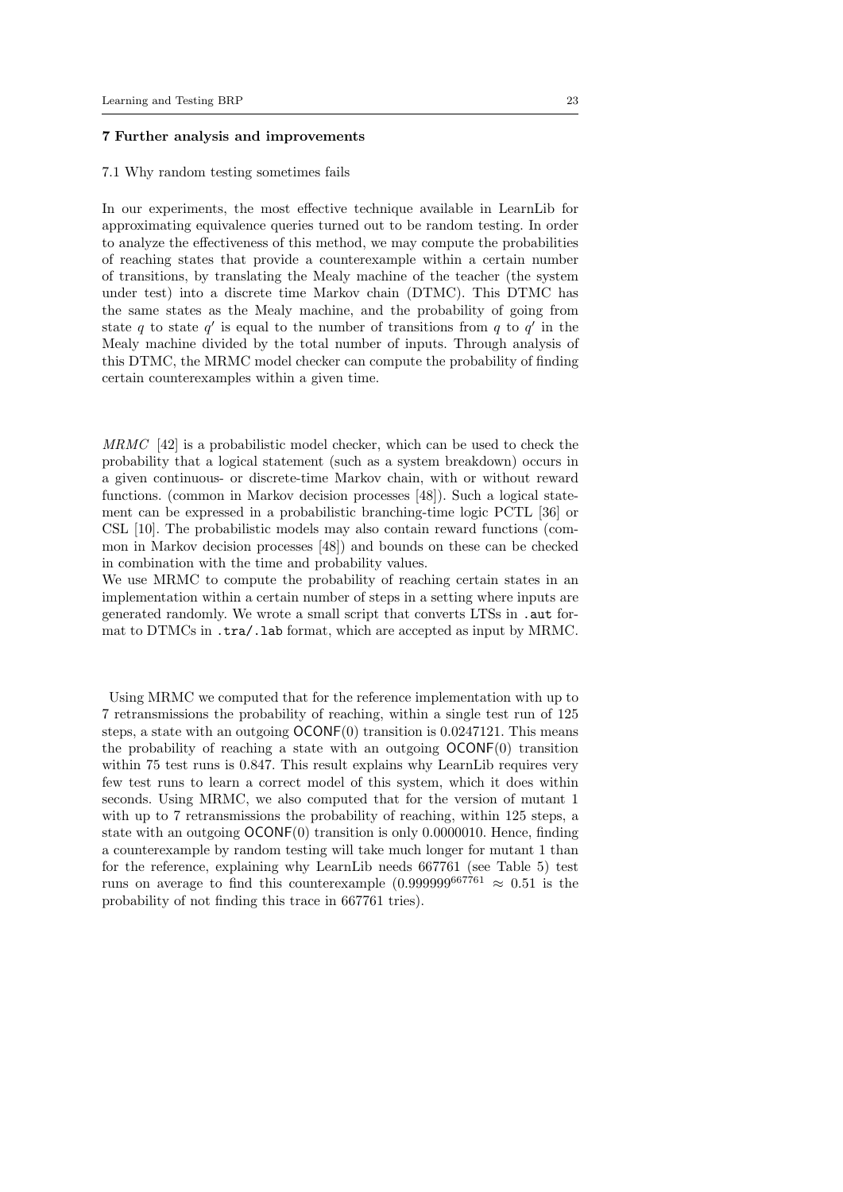## 7 Further analysis and improvements

### 7.1 Why random testing sometimes fails

In our experiments, the most effective technique available in LearnLib for approximating equivalence queries turned out to be random testing. In order to analyze the effectiveness of this method, we may compute the probabilities of reaching states that provide a counterexample within a certain number of transitions, by translating the Mealy machine of the teacher (the system under test) into a discrete time Markov chain (DTMC). This DTMC has the same states as the Mealy machine, and the probability of going from state $q$ to state $q'$ is equal to the number of transitions from $q$ to $q'$ in the Mealy machine divided by the total number of inputs. Through analysis of this DTMC, the MRMC model checker can compute the probability of finding certain counterexamples within a given time.

*MRMC* [42] is a probabilistic model checker, which can be used to check the probability that a logical statement (such as a system breakdown) occurs in a given continuous- or discrete-time Markov chain, with or without reward functions. (common in Markov decision processes [48]). Such a logical statement can be expressed in a probabilistic branching-time logic PCTL [36] or CSL [10]. The probabilistic models may also contain reward functions (common in Markov decision processes [48]) and bounds on these can be checked in combination with the time and probability values.
We use MRMC to compute the probability of reaching certain states in an implementation within a certain number of steps in a setting where inputs are generated randomly. We wrote a small script that converts LTSs in `.aut` format to DTMCs in `.tra/.lab` format, which are accepted as input by MRMC.

Using MRMC we computed that for the reference implementation with up to 7 retransmissions the probability of reaching, within a single test run of 125 steps, a state with an outgoing $\mathsf{OCONF}(0)$ transition is 0.0247121. This means the probability of reaching a state with an outgoing $\mathsf{OCONF}(0)$ transition within 75 test runs is 0.847. This result explains why LearnLib requires very few test runs to learn a correct model of this system, which it does within seconds. Using MRMC, we also computed that for the version of mutant 1 with up to 7 retransmissions the probability of reaching, within 125 steps, a state with an outgoing $\mathsf{OCONF}(0)$ transition is only 0.0000010. Hence, finding a counterexample by random testing will take much longer for mutant 1 than for the reference, explaining why LearnLib needs 667761 (see Table 5) test runs on average to find this counterexample ($0.999999^{667761} \approx 0.51$ is the probability of not finding this trace in 667761 tries).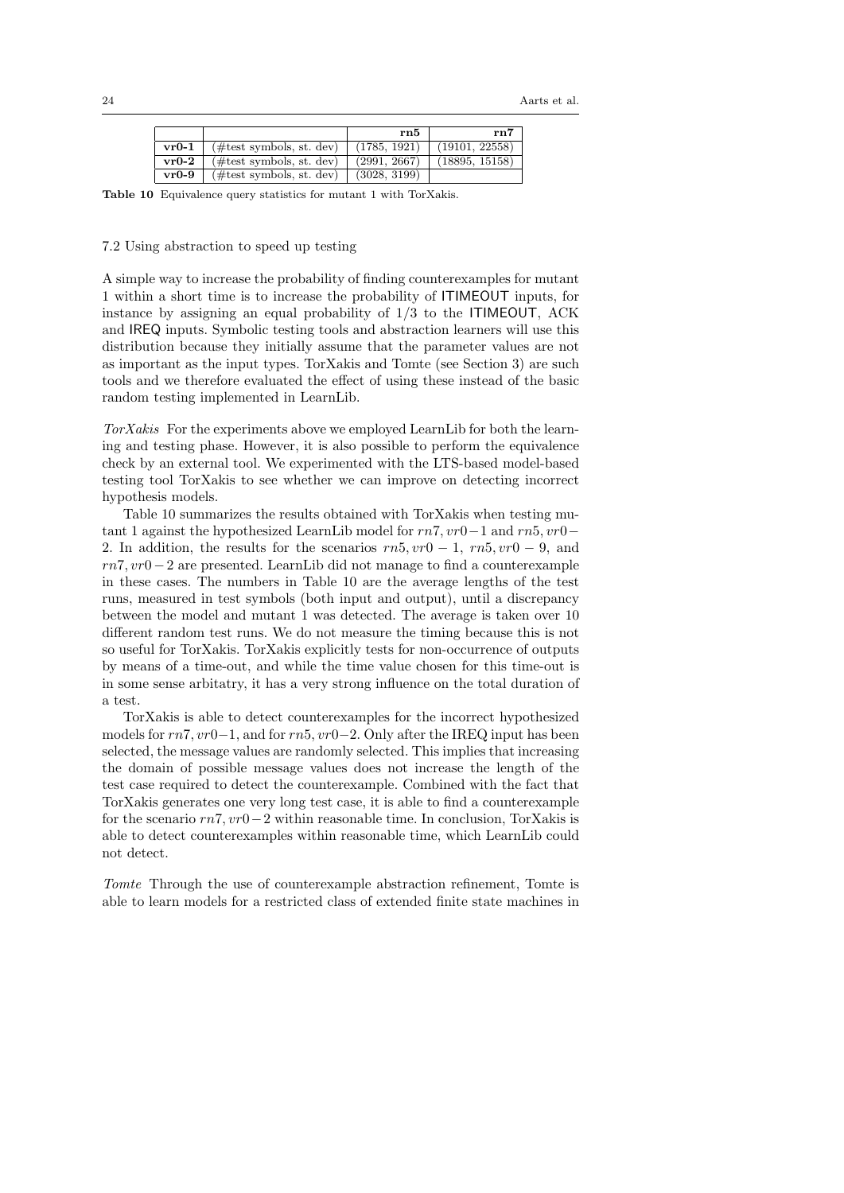| | | **rn5** | **rn7** |
|---|---|---|---|
| **vr0-1** | (#test symbols, st. dev) | (1785, 1921) | (19101, 22558) |
| **vr0-2** | (#test symbols, st. dev) | (2991, 2667) | (18895, 15158) |
| **vr0-9** | (#test symbols, st. dev) | (3028, 3199) | |

**Table 10** Equivalence query statistics for mutant 1 with TorXakis.

### 7.2 Using abstraction to speed up testing

A simple way to increase the probability of finding counterexamples for mutant 1 within a short time is to increase the probability of ITIMEOUT inputs, for instance by assigning an equal probability of 1/3 to the ITIMEOUT, ACK and IREQ inputs. Symbolic testing tools and abstraction learners will use this distribution because they initially assume that the parameter values are not as important as the input types. TorXakis and Tomte (see Section 3) are such tools and we therefore evaluated the effect of using these instead of the basic random testing implemented in LearnLib.

*TorXakis* For the experiments above we employed LearnLib for both the learning and testing phase. However, it is also possible to perform the equivalence check by an external tool. We experimented with the LTS-based model-based testing tool TorXakis to see whether we can improve on detecting incorrect hypothesis models.

Table 10 summarizes the results obtained with TorXakis when testing mutant 1 against the hypothesized LearnLib model for $rn7, vr0-1$ and $rn5, vr0-2$. In addition, the results for the scenarios $rn5, vr0-1$, $rn5, vr0-9$, and $rn7, vr0-2$ are presented. LearnLib did not manage to find a counterexample in these cases. The numbers in Table 10 are the average lengths of the test runs, measured in test symbols (both input and output), until a discrepancy between the model and mutant 1 was detected. The average is taken over 10 different random test runs. We do not measure the timing because this is not so useful for TorXakis. TorXakis explicitly tests for non-occurrence of outputs by means of a time-out, and while the time value chosen for this time-out is in some sense arbitatry, it has a very strong influence on the total duration of a test.

TorXakis is able to detect counterexamples for the incorrect hypothesized models for $rn7, vr0-1$, and for $rn5, vr0-2$. Only after the IREQ input has been selected, the message values are randomly selected. This implies that increasing the domain of possible message values does not increase the length of the test case required to detect the counterexample. Combined with the fact that TorXakis generates one very long test case, it is able to find a counterexample for the scenario $rn7, vr0-2$ within reasonable time. In conclusion, TorXakis is able to detect counterexamples within reasonable time, which LearnLib could not detect.

*Tomte* Through the use of counterexample abstraction refinement, Tomte is able to learn models for a restricted class of extended finite state machines in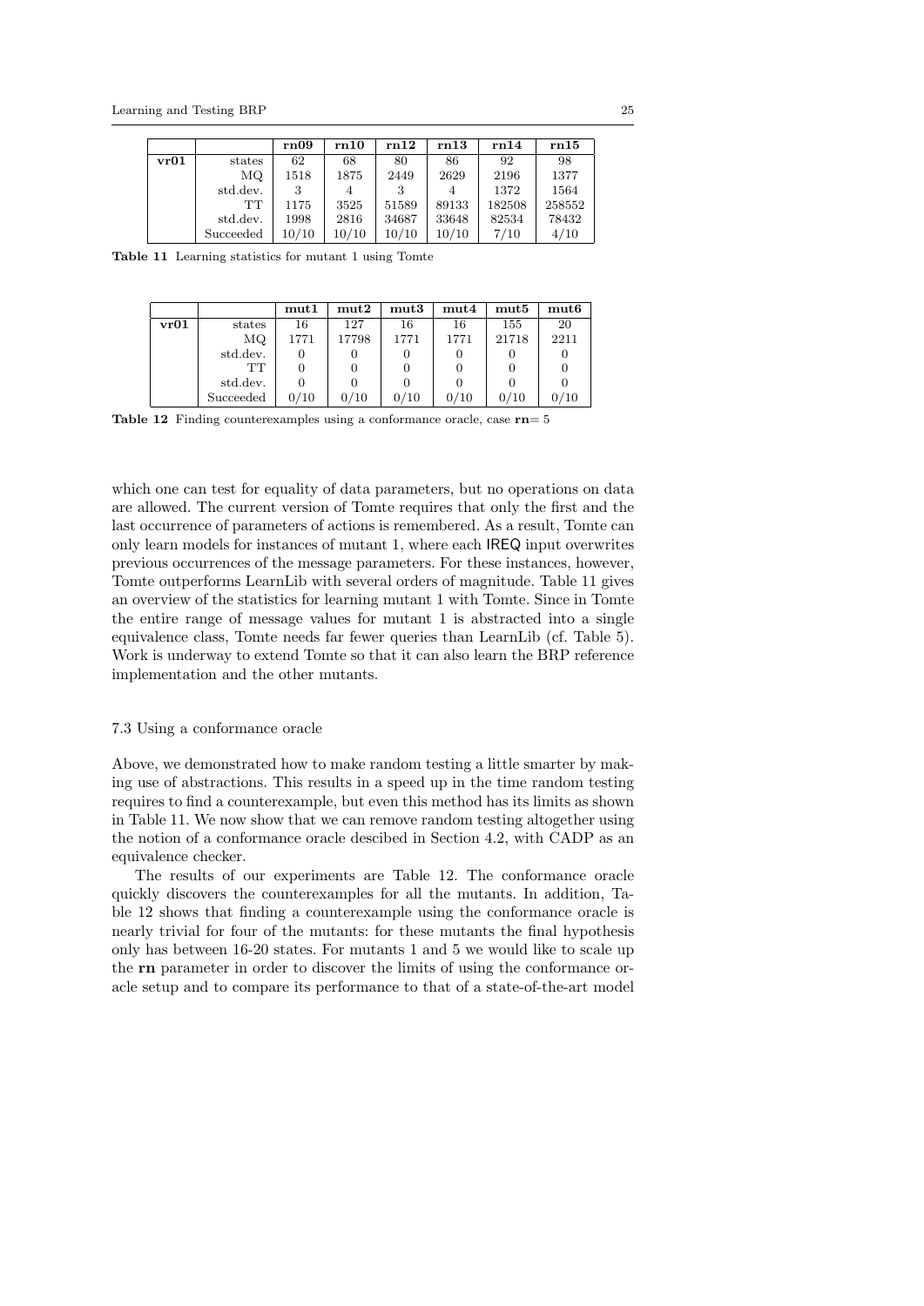| | | **rn09** | **rn10** | **rn12** | **rn13** | **rn14** | **rn15** |
|---|---|---|---|---|---|---|---|
| **vr01** | states | 62 | 68 | 80 | 86 | 92 | 98 |
| | MQ | 1518 | 1875 | 2449 | 2629 | 2196 | 1377 |
| | std.dev. | 3 | 4 | 3 | 4 | 1372 | 1564 |
| | TT | 1175 | 3525 | 51589 | 89133 | 182508 | 258552 |
| | std.dev. | 1998 | 2816 | 34687 | 33648 | 82534 | 78432 |
| | Succeeded | 10/10 | 10/10 | 10/10 | 10/10 | 7/10 | 4/10 |

**Table 11** Learning statistics for mutant 1 using Tomte

| | | **mut1** | **mut2** | **mut3** | **mut4** | **mut5** | **mut6** |
|---|---|---|---|---|---|---|---|
| **vr01** | states | 16 | 127 | 16 | 16 | 155 | 20 |
| | MQ | 1771 | 17798 | 1771 | 1771 | 21718 | 2211 |
| | std.dev. | 0 | 0 | 0 | 0 | 0 | 0 |
| | TT | 0 | 0 | 0 | 0 | 0 | 0 |
| | std.dev. | 0 | 0 | 0 | 0 | 0 | 0 |
| | Succeeded | 0/10 | 0/10 | 0/10 | 0/10 | 0/10 | 0/10 |

**Table 12** Finding counterexamples using a conformance oracle, case **rn**= 5

which one can test for equality of data parameters, but no operations on data are allowed. The current version of Tomte requires that only the first and the last occurrence of parameters of actions is remembered. As a result, Tomte can only learn models for instances of mutant 1, where each IREQ input overwrites previous occurrences of the message parameters. For these instances, however, Tomte outperforms LearnLib with several orders of magnitude. Table 11 gives an overview of the statistics for learning mutant 1 with Tomte. Since in Tomte the entire range of message values for mutant 1 is abstracted into a single equivalence class, Tomte needs far fewer queries than LearnLib (cf. Table 5). Work is underway to extend Tomte so that it can also learn the BRP reference implementation and the other mutants.

### 7.3 Using a conformance oracle

Above, we demonstrated how to make random testing a little smarter by making use of abstractions. This results in a speed up in the time random testing requires to find a counterexample, but even this method has its limits as shown in Table 11. We now show that we can remove random testing altogether using the notion of a conformance oracle descibed in Section 4.2, with CADP as an equivalence checker.

The results of our experiments are Table 12. The conformance oracle quickly discovers the counterexamples for all the mutants. In addition, Table 12 shows that finding a counterexample using the conformance oracle is nearly trivial for four of the mutants: for these mutants the final hypothesis only has between 16-20 states. For mutants 1 and 5 we would like to scale up the **rn** parameter in order to discover the limits of using the conformance oracle setup and to compare its performance to that of a state-of-the-art model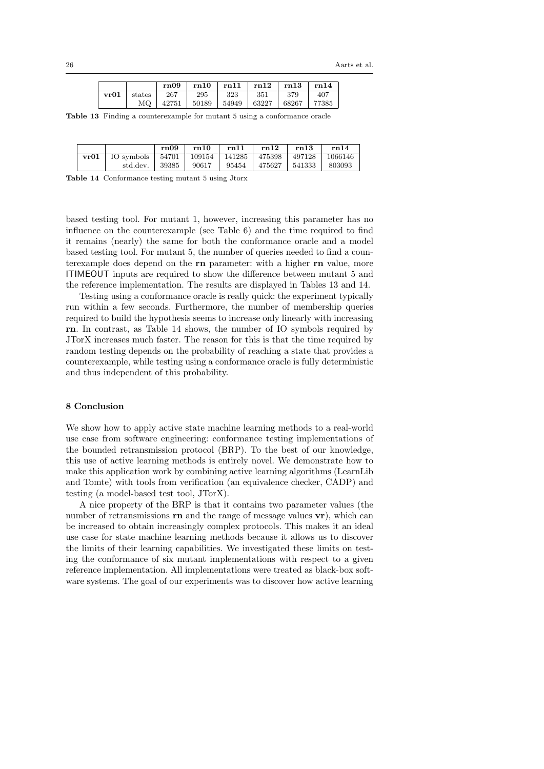|  |  | **rn09** | **rn10** | **rn11** | **rn12** | **rn13** | **rn14** |
|---|---|---|---|---|---|---|---|
| **vr01** | states | 267 | 295 | 323 | 351 | 379 | 407 |
|  | MQ | 42751 | 50189 | 54949 | 63227 | 68267 | 77385 |

**Table 13** Finding a counterexample for mutant 5 using a conformance oracle

|  |  | **rn09** | **rn10** | **rn11** | **rn12** | **rn13** | **rn14** |
|---|---|---|---|---|---|---|---|
| **vr01** | IO symbols | 54701 | 109154 | 141285 | 475398 | 497128 | 1066146 |
|  | std.dev. | 39385 | 90617 | 95454 | 475627 | 541333 | 803093 |

**Table 14** Conformance testing mutant 5 using Jtorx

based testing tool. For mutant 1, however, increasing this parameter has no influence on the counterexample (see Table 6) and the time required to find it remains (nearly) the same for both the conformance oracle and a model based testing tool. For mutant 5, the number of queries needed to find a counterexample does depend on the **rn** parameter: with a higher **rn** value, more ITIMEOUT inputs are required to show the difference between mutant 5 and the reference implementation. The results are displayed in Tables 13 and 14.

Testing using a conformance oracle is really quick: the experiment typically run within a few seconds. Furthermore, the number of membership queries required to build the hypothesis seems to increase only linearly with increasing **rn**. In contrast, as Table 14 shows, the number of IO symbols required by JTorX increases much faster. The reason for this is that the time required by random testing depends on the probability of reaching a state that provides a counterexample, while testing using a conformance oracle is fully deterministic and thus independent of this probability.

## 8 Conclusion

We show how to apply active state machine learning methods to a real-world use case from software engineering: conformance testing implementations of the bounded retransmission protocol (BRP). To the best of our knowledge, this use of active learning methods is entirely novel. We demonstrate how to make this application work by combining active learning algorithms (LearnLib and Tomte) with tools from verification (an equivalence checker, CADP) and testing (a model-based test tool, JTorX).

A nice property of the BRP is that it contains two parameter values (the number of retransmissions **rn** and the range of message values **vr**), which can be increased to obtain increasingly complex protocols. This makes it an ideal use case for state machine learning methods because it allows us to discover the limits of their learning capabilities. We investigated these limits on testing the conformance of six mutant implementations with respect to a given reference implementation. All implementations were treated as black-box software systems. The goal of our experiments was to discover how active learning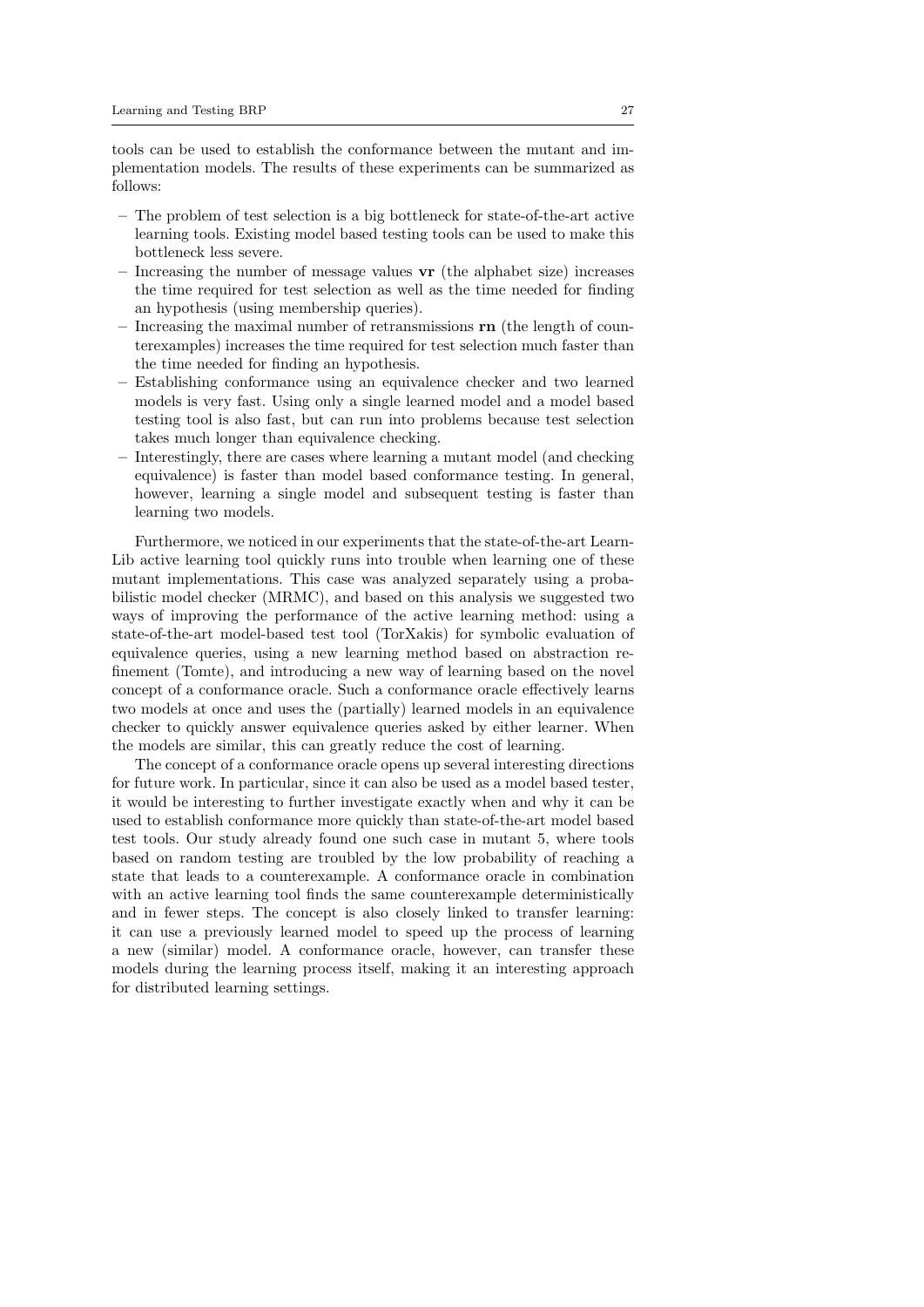tools can be used to establish the conformance between the mutant and implementation models. The results of these experiments can be summarized as follows:

- The problem of test selection is a big bottleneck for state-of-the-art active learning tools. Existing model based testing tools can be used to make this bottleneck less severe.
- Increasing the number of message values **vr** (the alphabet size) increases the time required for test selection as well as the time needed for finding an hypothesis (using membership queries).
- Increasing the maximal number of retransmissions **rn** (the length of counterexamples) increases the time required for test selection much faster than the time needed for finding an hypothesis.
- Establishing conformance using an equivalence checker and two learned models is very fast. Using only a single learned model and a model based testing tool is also fast, but can run into problems because test selection takes much longer than equivalence checking.
- Interestingly, there are cases where learning a mutant model (and checking equivalence) is faster than model based conformance testing. In general, however, learning a single model and subsequent testing is faster than learning two models.

Furthermore, we noticed in our experiments that the state-of-the-art LearnLib active learning tool quickly runs into trouble when learning one of these mutant implementations. This case was analyzed separately using a probabilistic model checker (MRMC), and based on this analysis we suggested two ways of improving the performance of the active learning method: using a state-of-the-art model-based test tool (TorXakis) for symbolic evaluation of equivalence queries, using a new learning method based on abstraction refinement (Tomte), and introducing a new way of learning based on the novel concept of a conformance oracle. Such a conformance oracle effectively learns two models at once and uses the (partially) learned models in an equivalence checker to quickly answer equivalence queries asked by either learner. When the models are similar, this can greatly reduce the cost of learning.

The concept of a conformance oracle opens up several interesting directions for future work. In particular, since it can also be used as a model based tester, it would be interesting to further investigate exactly when and why it can be used to establish conformance more quickly than state-of-the-art model based test tools. Our study already found one such case in mutant 5, where tools based on random testing are troubled by the low probability of reaching a state that leads to a counterexample. A conformance oracle in combination with an active learning tool finds the same counterexample deterministically and in fewer steps. The concept is also closely linked to transfer learning: it can use a previously learned model to speed up the process of learning a new (similar) model. A conformance oracle, however, can transfer these models during the learning process itself, making it an interesting approach for distributed learning settings.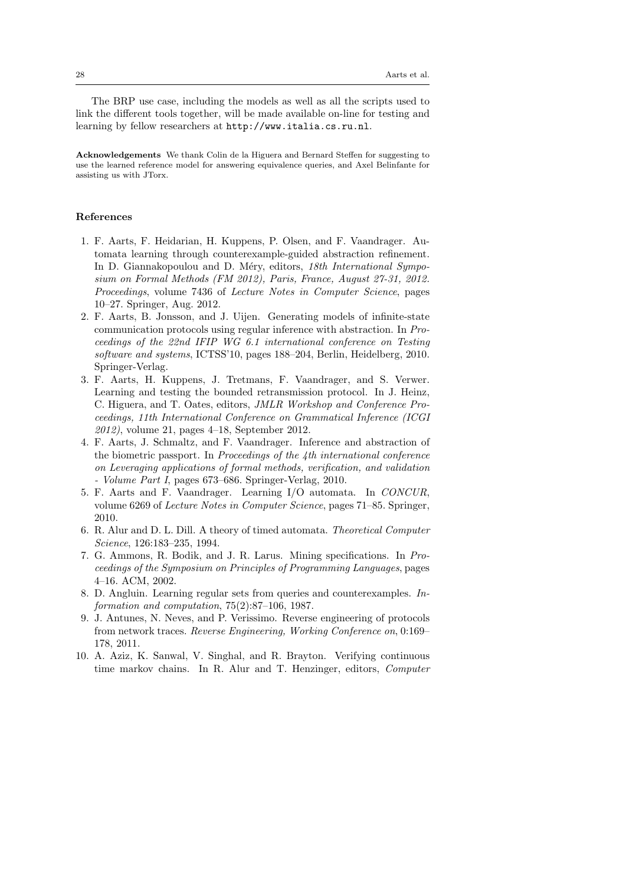The BRP use case, including the models as well as all the scripts used to link the different tools together, will be made available on-line for testing and learning by fellow researchers at http://www.italia.cs.ru.nl.

**Acknowledgements** We thank Colin de la Higuera and Bernard Steffen for suggesting to use the learned reference model for answering equivalence queries, and Axel Belinfante for assisting us with JTorx.

## References

1. F. Aarts, F. Heidarian, H. Kuppens, P. Olsen, and F. Vaandrager. Automata learning through counterexample-guided abstraction refinement. In D. Giannakopoulou and D. Méry, editors, *18th International Symposium on Formal Methods (FM 2012), Paris, France, August 27-31, 2012. Proceedings*, volume 7436 of *Lecture Notes in Computer Science*, pages 10–27. Springer, Aug. 2012.
2. F. Aarts, B. Jonsson, and J. Uijen. Generating models of infinite-state communication protocols using regular inference with abstraction. In *Proceedings of the 22nd IFIP WG 6.1 international conference on Testing software and systems*, ICTSS'10, pages 188–204, Berlin, Heidelberg, 2010. Springer-Verlag.
3. F. Aarts, H. Kuppens, J. Tretmans, F. Vaandrager, and S. Verwer. Learning and testing the bounded retransmission protocol. In J. Heinz, C. Higuera, and T. Oates, editors, *JMLR Workshop and Conference Proceedings, 11th International Conference on Grammatical Inference (ICGI 2012)*, volume 21, pages 4–18, September 2012.
4. F. Aarts, J. Schmaltz, and F. Vaandrager. Inference and abstraction of the biometric passport. In *Proceedings of the 4th international conference on Leveraging applications of formal methods, verification, and validation - Volume Part I*, pages 673–686. Springer-Verlag, 2010.
5. F. Aarts and F. Vaandrager. Learning I/O automata. In *CONCUR*, volume 6269 of *Lecture Notes in Computer Science*, pages 71–85. Springer, 2010.
6. R. Alur and D. L. Dill. A theory of timed automata. *Theoretical Computer Science*, 126:183–235, 1994.
7. G. Ammons, R. Bodik, and J. R. Larus. Mining specifications. In *Proceedings of the Symposium on Principles of Programming Languages*, pages 4–16. ACM, 2002.
8. D. Angluin. Learning regular sets from queries and counterexamples. *Information and computation*, 75(2):87–106, 1987.
9. J. Antunes, N. Neves, and P. Verissimo. Reverse engineering of protocols from network traces. *Reverse Engineering, Working Conference on*, 0:169–178, 2011.
10. A. Aziz, K. Sanwal, V. Singhal, and R. Brayton. Verifying continuous time markov chains. In R. Alur and T. Henzinger, editors, *Computer*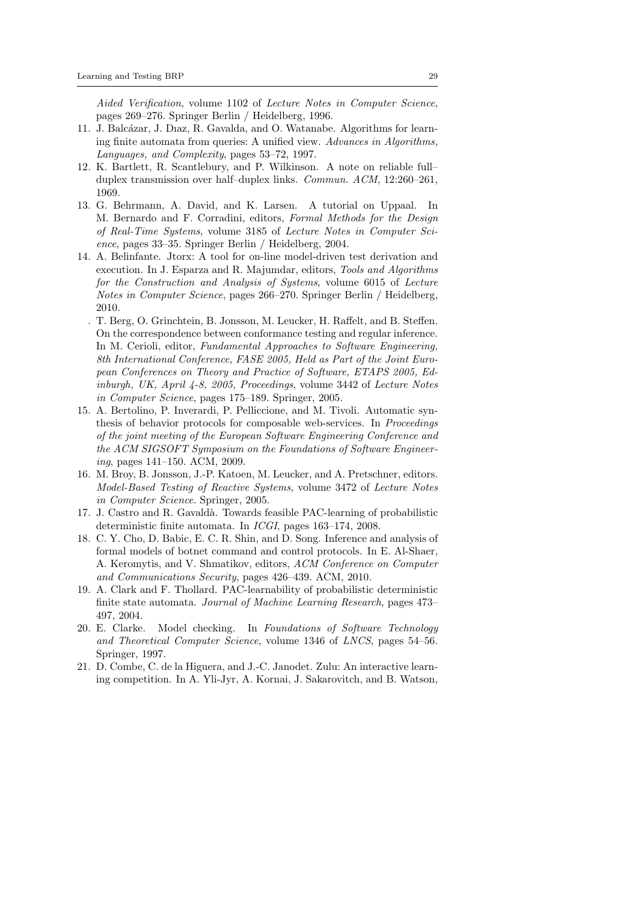*Aided Verification*, volume 1102 of *Lecture Notes in Computer Science*, pages 269–276. Springer Berlin / Heidelberg, 1996.

11. J. Balcázar, J. Dıaz, R. Gavalda, and O. Watanabe. Algorithms for learning finite automata from queries: A unified view. *Advances in Algorithms, Languages, and Complexity*, pages 53–72, 1997.
12. K. Bartlett, R. Scantlebury, and P. Wilkinson. A note on reliable full–duplex transmission over half–duplex links. *Commun. ACM*, 12:260–261, 1969.
13. G. Behrmann, A. David, and K. Larsen. A tutorial on Uppaal. In M. Bernardo and F. Corradini, editors, *Formal Methods for the Design of Real-Time Systems*, volume 3185 of *Lecture Notes in Computer Science*, pages 33–35. Springer Berlin / Heidelberg, 2004.
14. A. Belinfante. Jtorx: A tool for on-line model-driven test derivation and execution. In J. Esparza and R. Majumdar, editors, *Tools and Algorithms for the Construction and Analysis of Systems*, volume 6015 of *Lecture Notes in Computer Science*, pages 266–270. Springer Berlin / Heidelberg, 2010.

. T. Berg, O. Grinchtein, B. Jonsson, M. Leucker, H. Raffelt, and B. Steffen. On the correspondence between conformance testing and regular inference. In M. Cerioli, editor, *Fundamental Approaches to Software Engineering, 8th International Conference, FASE 2005, Held as Part of the Joint European Conferences on Theory and Practice of Software, ETAPS 2005, Edinburgh, UK, April 4-8, 2005, Proceedings*, volume 3442 of *Lecture Notes in Computer Science*, pages 175–189. Springer, 2005.

15. A. Bertolino, P. Inverardi, P. Pelliccione, and M. Tivoli. Automatic synthesis of behavior protocols for composable web-services. In *Proceedings of the joint meeting of the European Software Engineering Conference and the ACM SIGSOFT Symposium on the Foundations of Software Engineering*, pages 141–150. ACM, 2009.
16. M. Broy, B. Jonsson, J.-P. Katoen, M. Leucker, and A. Pretschner, editors. *Model-Based Testing of Reactive Systems*, volume 3472 of *Lecture Notes in Computer Science*. Springer, 2005.
17. J. Castro and R. Gavaldà. Towards feasible PAC-learning of probabilistic deterministic finite automata. In *ICGI*, pages 163–174, 2008.
18. C. Y. Cho, D. Babic, E. C. R. Shin, and D. Song. Inference and analysis of formal models of botnet command and control protocols. In E. Al-Shaer, A. Keromytis, and V. Shmatikov, editors, *ACM Conference on Computer and Communications Security*, pages 426–439. ACM, 2010.
19. A. Clark and F. Thollard. PAC-learnability of probabilistic deterministic finite state automata. *Journal of Machine Learning Research*, pages 473–497, 2004.
20. E. Clarke. Model checking. In *Foundations of Software Technology and Theoretical Computer Science*, volume 1346 of *LNCS*, pages 54–56. Springer, 1997.
21. D. Combe, C. de la Higuera, and J.-C. Janodet. Zulu: An interactive learning competition. In A. Yli-Jyr, A. Kornai, J. Sakarovitch, and B. Watson,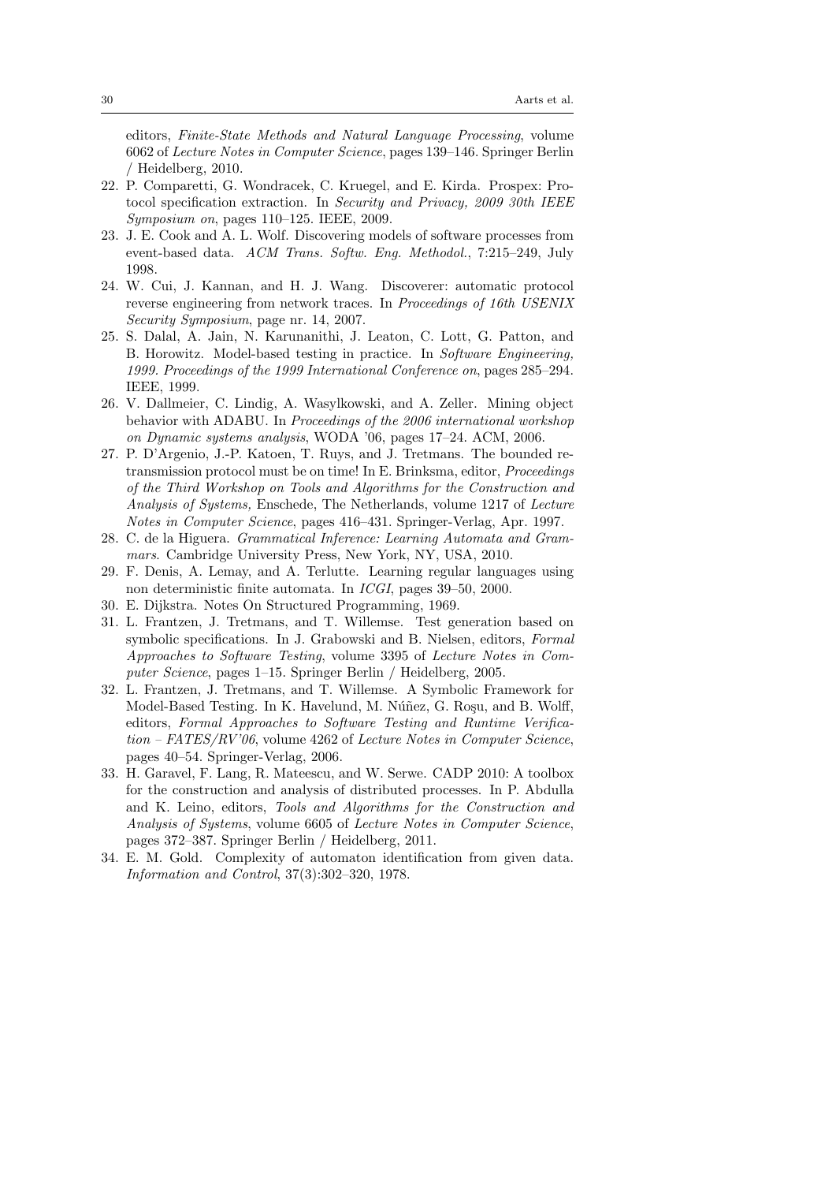editors, *Finite-State Methods and Natural Language Processing*, volume 6062 of *Lecture Notes in Computer Science*, pages 139–146. Springer Berlin / Heidelberg, 2010.

22. P. Comparetti, G. Wondracek, C. Kruegel, and E. Kirda. Prospex: Protocol specification extraction. In *Security and Privacy, 2009 30th IEEE Symposium on*, pages 110–125. IEEE, 2009.
23. J. E. Cook and A. L. Wolf. Discovering models of software processes from event-based data. *ACM Trans. Softw. Eng. Methodol.*, 7:215–249, July 1998.
24. W. Cui, J. Kannan, and H. J. Wang. Discoverer: automatic protocol reverse engineering from network traces. In *Proceedings of 16th USENIX Security Symposium*, page nr. 14, 2007.
25. S. Dalal, A. Jain, N. Karunanithi, J. Leaton, C. Lott, G. Patton, and B. Horowitz. Model-based testing in practice. In *Software Engineering, 1999. Proceedings of the 1999 International Conference on*, pages 285–294. IEEE, 1999.
26. V. Dallmeier, C. Lindig, A. Wasylkowski, and A. Zeller. Mining object behavior with ADABU. In *Proceedings of the 2006 international workshop on Dynamic systems analysis*, WODA '06, pages 17–24. ACM, 2006.
27. P. D'Argenio, J.-P. Katoen, T. Ruys, and J. Tretmans. The bounded retransmission protocol must be on time! In E. Brinksma, editor, *Proceedings of the Third Workshop on Tools and Algorithms for the Construction and Analysis of Systems,* Enschede, The Netherlands, volume 1217 of *Lecture Notes in Computer Science*, pages 416–431. Springer-Verlag, Apr. 1997.
28. C. de la Higuera. *Grammatical Inference: Learning Automata and Grammars*. Cambridge University Press, New York, NY, USA, 2010.
29. F. Denis, A. Lemay, and A. Terlutte. Learning regular languages using non deterministic finite automata. In *ICGI*, pages 39–50, 2000.
30. E. Dijkstra. Notes On Structured Programming, 1969.
31. L. Frantzen, J. Tretmans, and T. Willemse. Test generation based on symbolic specifications. In J. Grabowski and B. Nielsen, editors, *Formal Approaches to Software Testing*, volume 3395 of *Lecture Notes in Computer Science*, pages 1–15. Springer Berlin / Heidelberg, 2005.
32. L. Frantzen, J. Tretmans, and T. Willemse. A Symbolic Framework for Model-Based Testing. In K. Havelund, M. Núñez, G. Roşu, and B. Wolff, editors, *Formal Approaches to Software Testing and Runtime Verification – FATES/RV'06*, volume 4262 of *Lecture Notes in Computer Science*, pages 40–54. Springer-Verlag, 2006.
33. H. Garavel, F. Lang, R. Mateescu, and W. Serwe. CADP 2010: A toolbox for the construction and analysis of distributed processes. In P. Abdulla and K. Leino, editors, *Tools and Algorithms for the Construction and Analysis of Systems*, volume 6605 of *Lecture Notes in Computer Science*, pages 372–387. Springer Berlin / Heidelberg, 2011.
34. E. M. Gold. Complexity of automaton identification from given data. *Information and Control*, 37(3):302–320, 1978.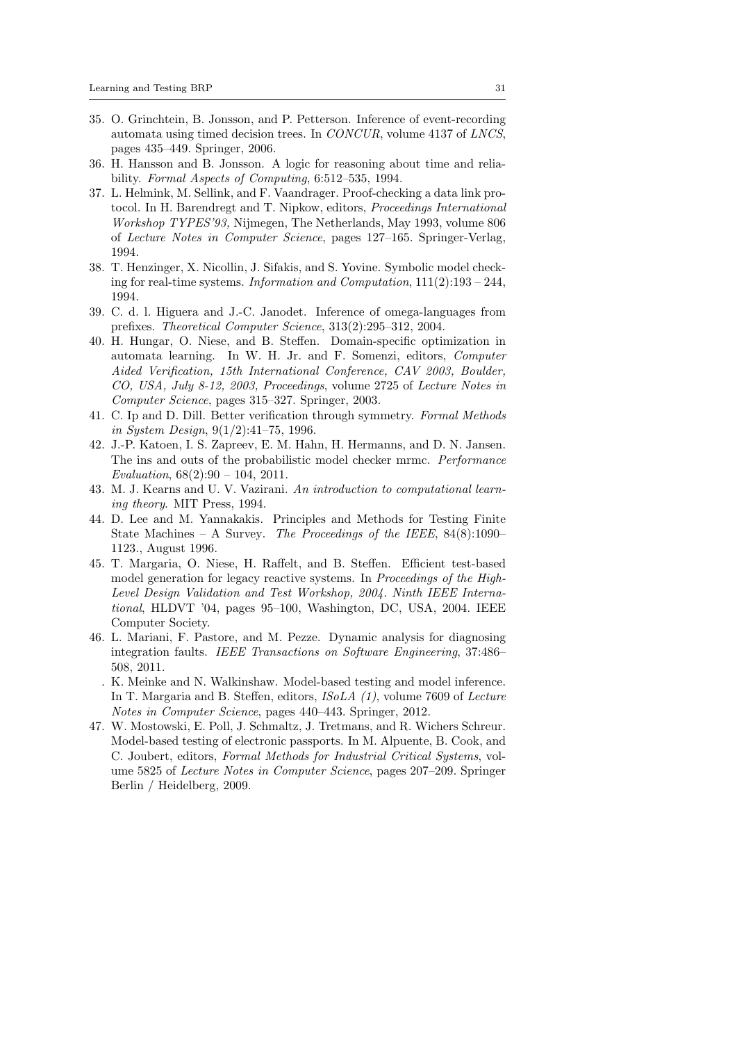35. O. Grinchtein, B. Jonsson, and P. Petterson. Inference of event-recording automata using timed decision trees. In *CONCUR*, volume 4137 of *LNCS*, pages 435–449. Springer, 2006.
36. H. Hansson and B. Jonsson. A logic for reasoning about time and reliability. *Formal Aspects of Computing*, 6:512–535, 1994.
37. L. Helmink, M. Sellink, and F. Vaandrager. Proof-checking a data link protocol. In H. Barendregt and T. Nipkow, editors, *Proceedings International Workshop TYPES'93,* Nijmegen, The Netherlands, May 1993, volume 806 of *Lecture Notes in Computer Science*, pages 127–165. Springer-Verlag, 1994.
38. T. Henzinger, X. Nicollin, J. Sifakis, and S. Yovine. Symbolic model checking for real-time systems. *Information and Computation*, 111(2):193 – 244, 1994.
39. C. d. l. Higuera and J.-C. Janodet. Inference of omega-languages from prefixes. *Theoretical Computer Science*, 313(2):295–312, 2004.
40. H. Hungar, O. Niese, and B. Steffen. Domain-specific optimization in automata learning. In W. H. Jr. and F. Somenzi, editors, *Computer Aided Verification, 15th International Conference, CAV 2003, Boulder, CO, USA, July 8-12, 2003, Proceedings*, volume 2725 of *Lecture Notes in Computer Science*, pages 315–327. Springer, 2003.
41. C. Ip and D. Dill. Better verification through symmetry. *Formal Methods in System Design*, 9(1/2):41–75, 1996.
42. J.-P. Katoen, I. S. Zapreev, E. M. Hahn, H. Hermanns, and D. N. Jansen. The ins and outs of the probabilistic model checker mrmc. *Performance Evaluation*, 68(2):90 – 104, 2011.
43. M. J. Kearns and U. V. Vazirani. *An introduction to computational learning theory*. MIT Press, 1994.
44. D. Lee and M. Yannakakis. Principles and Methods for Testing Finite State Machines – A Survey. *The Proceedings of the IEEE*, 84(8):1090–1123., August 1996.
45. T. Margaria, O. Niese, H. Raffelt, and B. Steffen. Efficient test-based model generation for legacy reactive systems. In *Proceedings of the High-Level Design Validation and Test Workshop, 2004. Ninth IEEE International*, HLDVT '04, pages 95–100, Washington, DC, USA, 2004. IEEE Computer Society.
46. L. Mariani, F. Pastore, and M. Pezze. Dynamic analysis for diagnosing integration faults. *IEEE Transactions on Software Engineering*, 37:486–508, 2011.

. K. Meinke and N. Walkinshaw. Model-based testing and model inference. In T. Margaria and B. Steffen, editors, *ISoLA (1)*, volume 7609 of *Lecture Notes in Computer Science*, pages 440–443. Springer, 2012.

47. W. Mostowski, E. Poll, J. Schmaltz, J. Tretmans, and R. Wichers Schreur. Model-based testing of electronic passports. In M. Alpuente, B. Cook, and C. Joubert, editors, *Formal Methods for Industrial Critical Systems*, volume 5825 of *Lecture Notes in Computer Science*, pages 207–209. Springer Berlin / Heidelberg, 2009.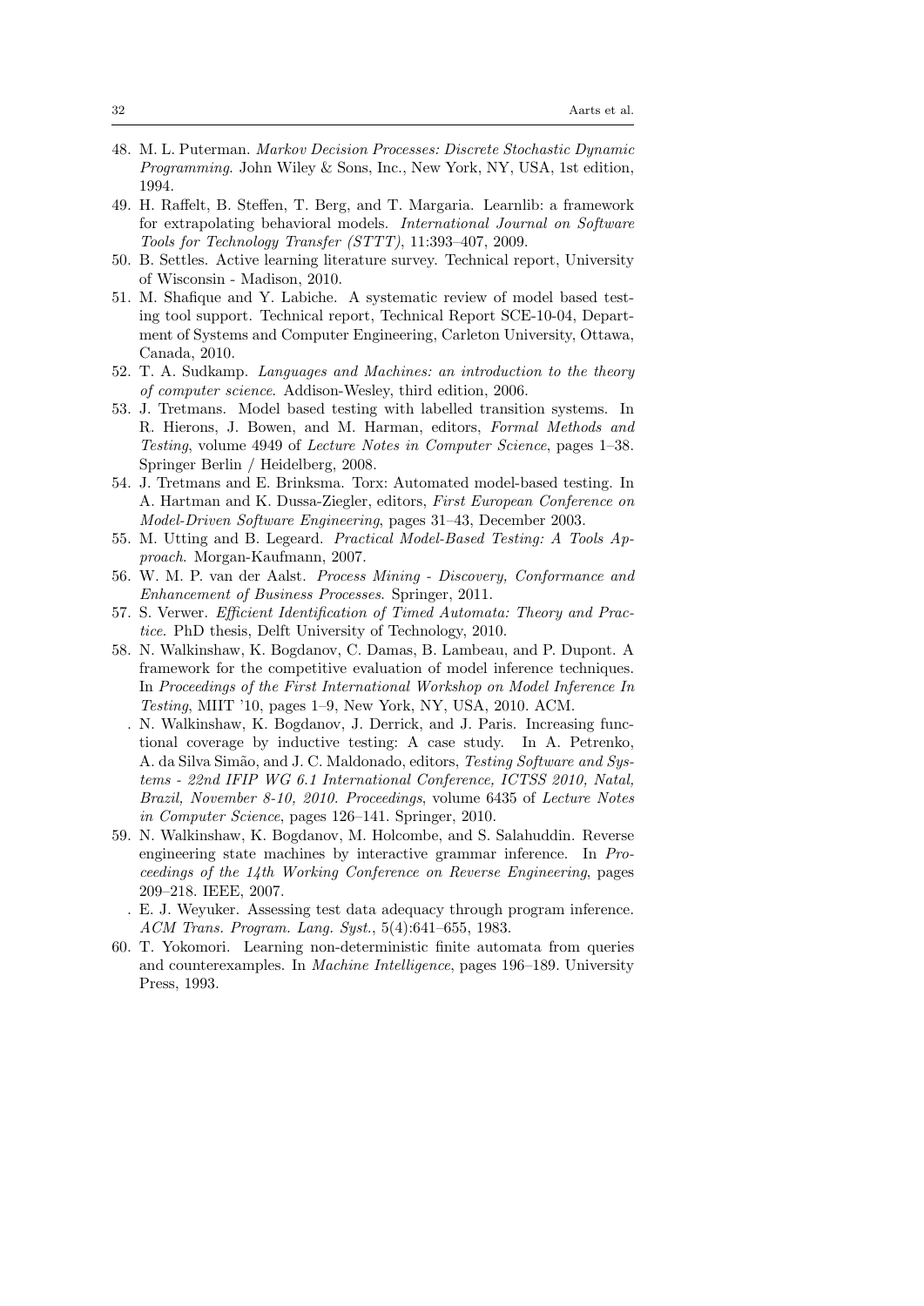48. M. L. Puterman. *Markov Decision Processes: Discrete Stochastic Dynamic Programming*. John Wiley & Sons, Inc., New York, NY, USA, 1st edition, 1994.
49. H. Raffelt, B. Steffen, T. Berg, and T. Margaria. Learnlib: a framework for extrapolating behavioral models. *International Journal on Software Tools for Technology Transfer (STTT)*, 11:393–407, 2009.
50. B. Settles. Active learning literature survey. Technical report, University of Wisconsin - Madison, 2010.
51. M. Shafique and Y. Labiche. A systematic review of model based testing tool support. Technical report, Technical Report SCE-10-04, Department of Systems and Computer Engineering, Carleton University, Ottawa, Canada, 2010.
52. T. A. Sudkamp. *Languages and Machines: an introduction to the theory of computer science*. Addison-Wesley, third edition, 2006.
53. J. Tretmans. Model based testing with labelled transition systems. In R. Hierons, J. Bowen, and M. Harman, editors, *Formal Methods and Testing*, volume 4949 of *Lecture Notes in Computer Science*, pages 1–38. Springer Berlin / Heidelberg, 2008.
54. J. Tretmans and E. Brinksma. Torx: Automated model-based testing. In A. Hartman and K. Dussa-Ziegler, editors, *First European Conference on Model-Driven Software Engineering*, pages 31–43, December 2003.
55. M. Utting and B. Legeard. *Practical Model-Based Testing: A Tools Approach*. Morgan-Kaufmann, 2007.
56. W. M. P. van der Aalst. *Process Mining - Discovery, Conformance and Enhancement of Business Processes*. Springer, 2011.
57. S. Verwer. *Efficient Identification of Timed Automata: Theory and Practice*. PhD thesis, Delft University of Technology, 2010.
58. N. Walkinshaw, K. Bogdanov, C. Damas, B. Lambeau, and P. Dupont. A framework for the competitive evaluation of model inference techniques. In *Proceedings of the First International Workshop on Model Inference In Testing*, MIIT '10, pages 1–9, New York, NY, USA, 2010. ACM.

. N. Walkinshaw, K. Bogdanov, J. Derrick, and J. Paris. Increasing functional coverage by inductive testing: A case study. In A. Petrenko, A. da Silva Simão, and J. C. Maldonado, editors, *Testing Software and Systems - 22nd IFIP WG 6.1 International Conference, ICTSS 2010, Natal, Brazil, November 8-10, 2010. Proceedings*, volume 6435 of *Lecture Notes in Computer Science*, pages 126–141. Springer, 2010.

59. N. Walkinshaw, K. Bogdanov, M. Holcombe, and S. Salahuddin. Reverse engineering state machines by interactive grammar inference. In *Proceedings of the 14th Working Conference on Reverse Engineering*, pages 209–218. IEEE, 2007.

. E. J. Weyuker. Assessing test data adequacy through program inference. *ACM Trans. Program. Lang. Syst.*, 5(4):641–655, 1983.

60. T. Yokomori. Learning non-deterministic finite automata from queries and counterexamples. In *Machine Intelligence*, pages 196–189. University Press, 1993.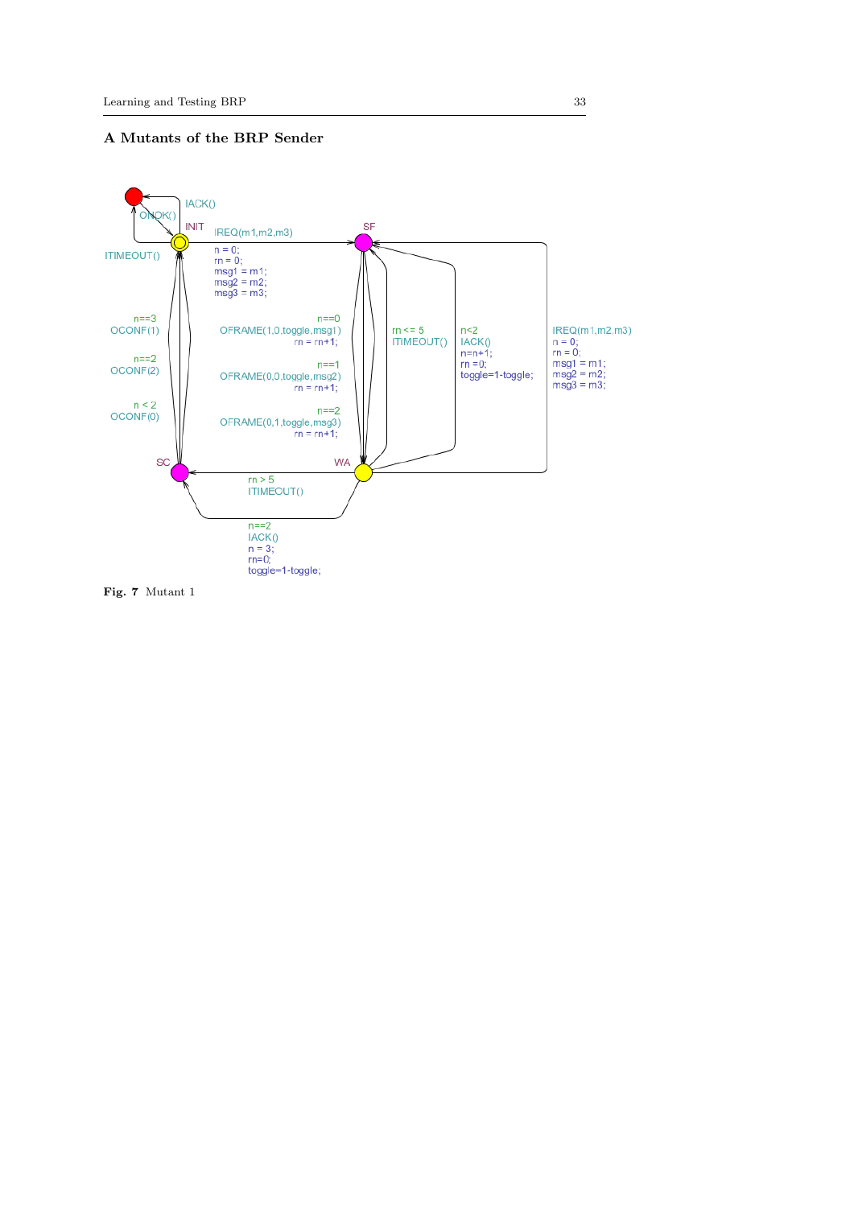# A Mutants of the BRP Sender

Fig. 7 Mutant 1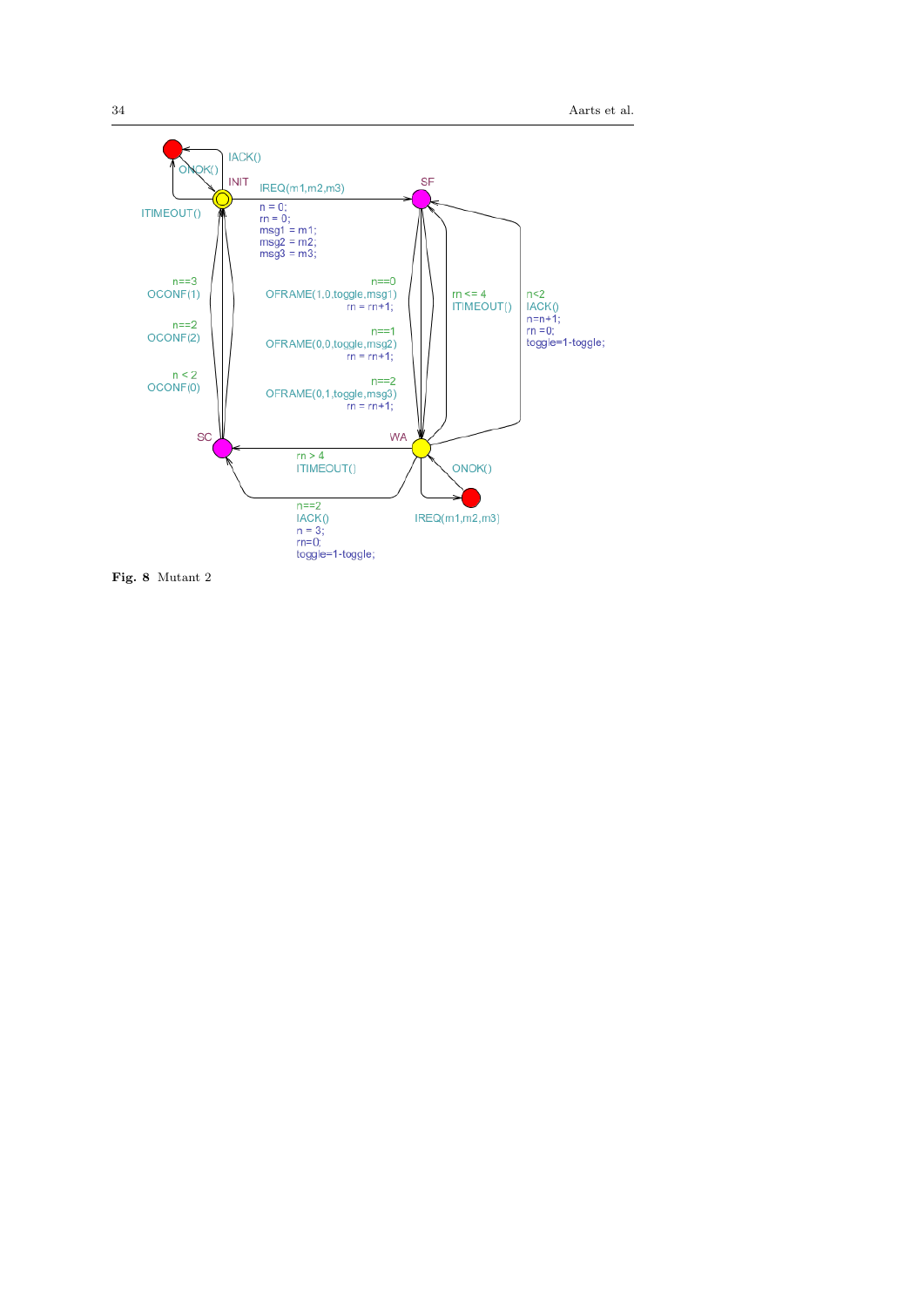Fig. 8 Mutant 2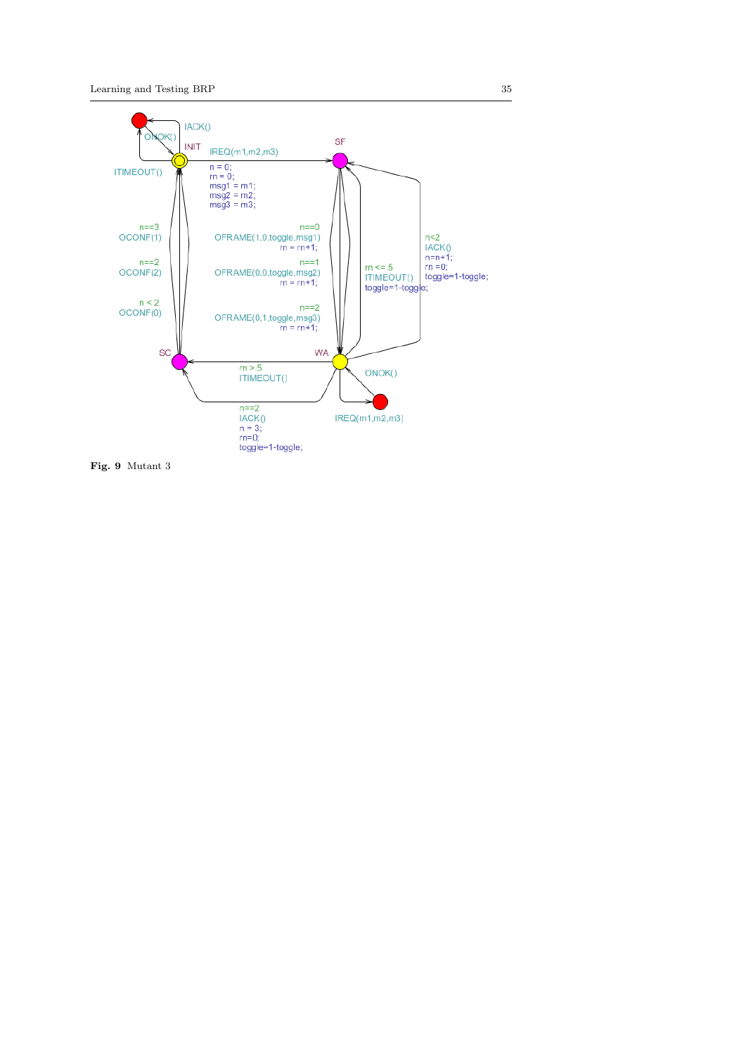Fig. 9 Mutant 3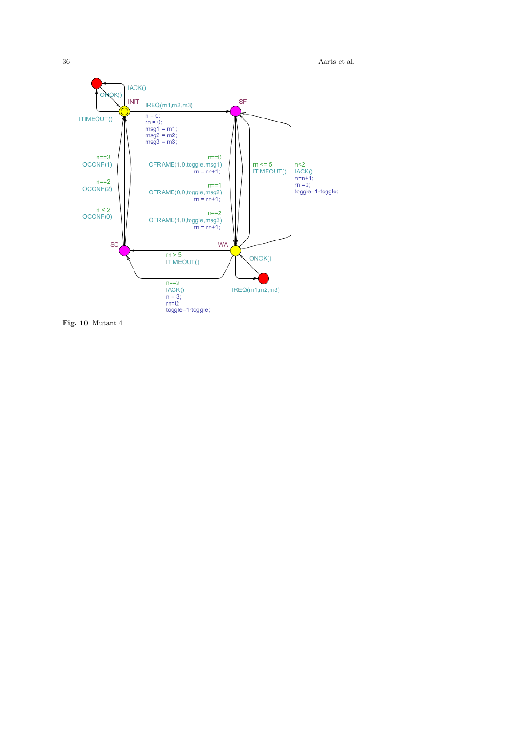**Fig. 10** Mutant 4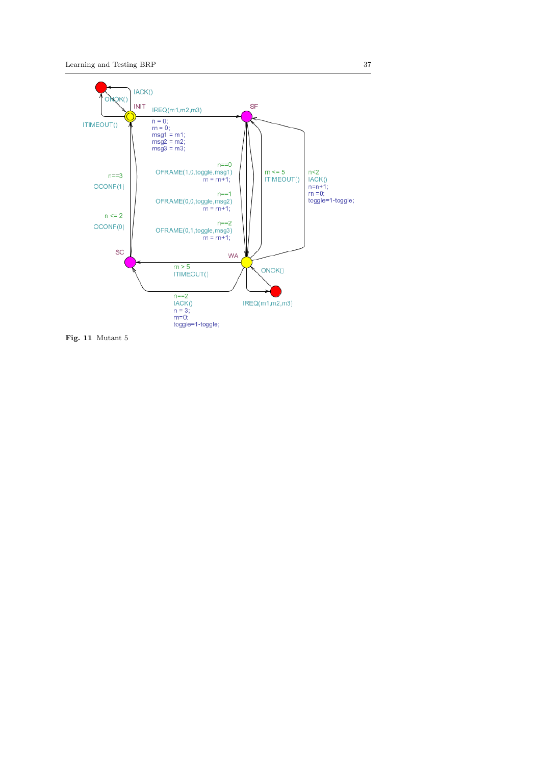Fig. 11 Mutant 5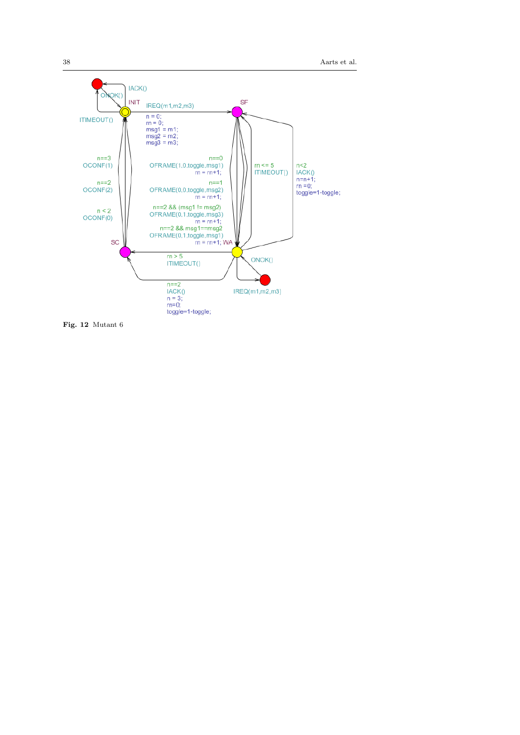**Fig. 12** Mutant 6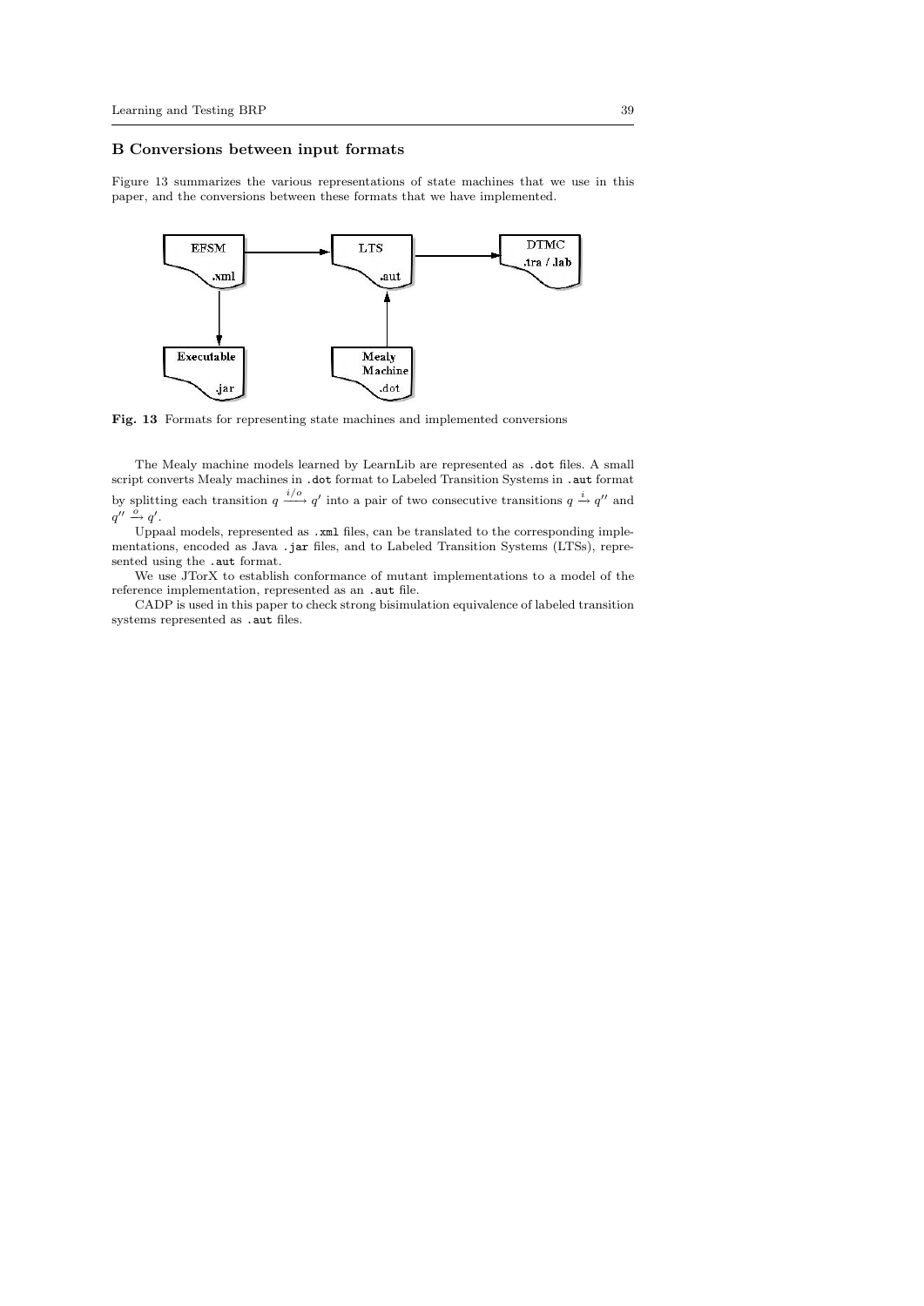## B Conversions between input formats

Figure 13 summarizes the various representations of state machines that we use in this paper, and the conversions between these formats that we have implemented.

EFSM
.xml

LTS
.aut

DTMC
.tra / .lab

Executable
.jar

Mealy Machine
.dot

**Fig. 13** Formats for representing state machines and implemented conversions

The Mealy machine models learned by LearnLib are represented as `.dot` files. A small script converts Mealy machines in `.dot` format to Labeled Transition Systems in `.aut` format by splitting each transition $q \xrightarrow{i/o} q'$ into a pair of two consecutive transitions $q \xrightarrow{i} q''$ and $q'' \xrightarrow{o} q'$.

Uppaal models, represented as `.xml` files, can be translated to the corresponding implementations, encoded as Java `.jar` files, and to Labeled Transition Systems (LTSs), represented using the `.aut` format.

We use JTorX to establish conformance of mutant implementations to a model of the reference implementation, represented as an `.aut` file.

CADP is used in this paper to check strong bisimulation equivalence of labeled transition systems represented as `.aut` files.